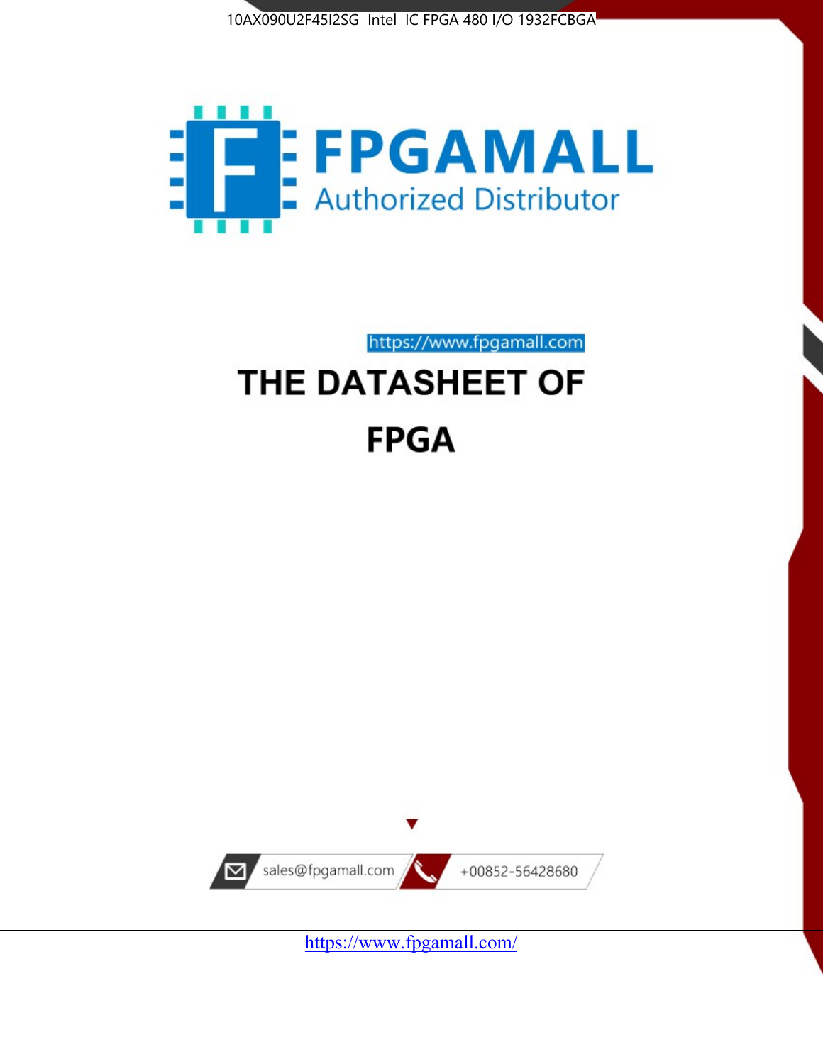10AX090U2F45I2SG Intel IC FPGA 480 I/O 1932FCBGA

FPGAMALL

Authorized Distributor

https://www.fpgamall.com

# THE DATASHEET OF

# FPGA

sales@fpgamall.com

+00852-56428680

https://www.fpgamall.com/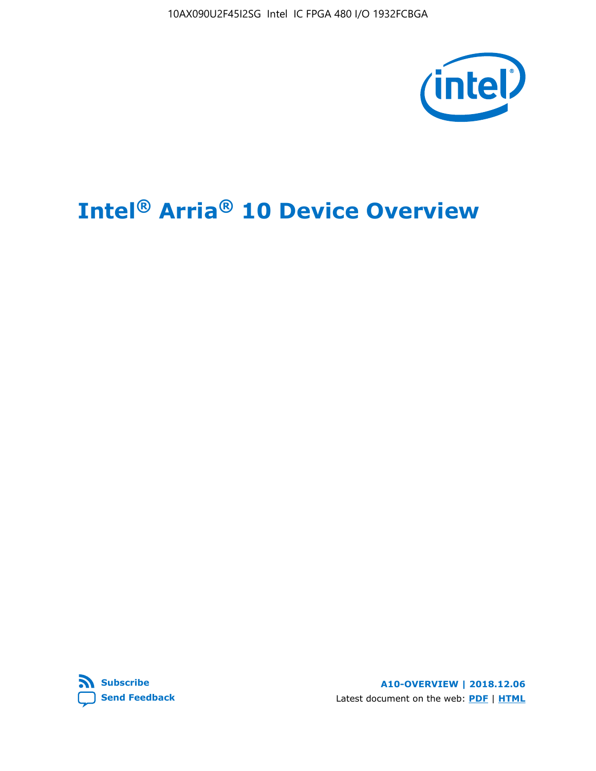# Intel® Arria® 10 Device Overview

**Subscribe**

**Send Feedback**

**A10-OVERVIEW | 2018.12.06**

Latest document on the web: **PDF** | **HTML**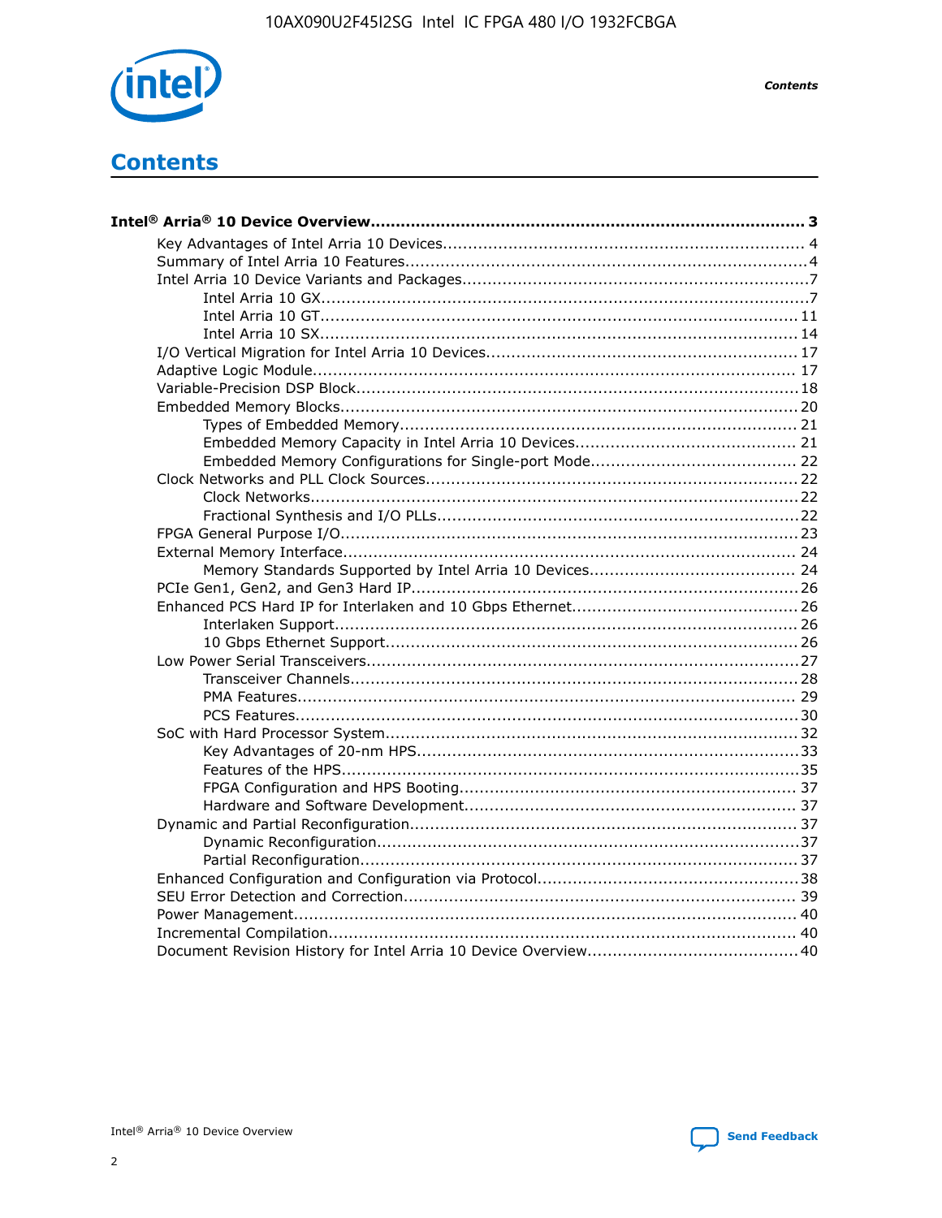# Contents

**Intel® Arria® 10 Device Overview....................................................................................... 3**

- Key Advantages of Intel Arria 10 Devices........................................................................ 4
- Summary of Intel Arria 10 Features................................................................................4
- Intel Arria 10 Device Variants and Packages.....................................................................7
  - Intel Arria 10 GX.................................................................................................7
  - Intel Arria 10 GT............................................................................................... 11
  - Intel Arria 10 SX............................................................................................... 14
- I/O Vertical Migration for Intel Arria 10 Devices.............................................................. 17
- Adaptive Logic Module................................................................................................ 17
- Variable-Precision DSP Block.......................................................................................18
- Embedded Memory Blocks........................................................................................... 20
  - Types of Embedded Memory............................................................................... 21
  - Embedded Memory Capacity in Intel Arria 10 Devices............................................ 21
  - Embedded Memory Configurations for Single-port Mode......................................... 22
- Clock Networks and PLL Clock Sources.........................................................................22
  - Clock Networks.................................................................................................22
  - Fractional Synthesis and I/O PLLs.......................................................................22
- FPGA General Purpose I/O.......................................................................................... 23
- External Memory Interface.......................................................................................... 24
  - Memory Standards Supported by Intel Arria 10 Devices......................................... 24
- PCIe Gen1, Gen2, and Gen3 Hard IP.............................................................................26
- Enhanced PCS Hard IP for Interlaken and 10 Gbps Ethernet.............................................26
  - Interlaken Support............................................................................................ 26
  - 10 Gbps Ethernet Support.................................................................................. 26
- Low Power Serial Transceivers.....................................................................................27
  - Transceiver Channels.........................................................................................28
  - PMA Features................................................................................................... 29
  - PCS Features....................................................................................................30
- SoC with Hard Processor System..................................................................................32
  - Key Advantages of 20-nm HPS............................................................................33
  - Features of the HPS...........................................................................................35
  - FPGA Configuration and HPS Booting................................................................... 37
  - Hardware and Software Development.................................................................. 37
- Dynamic and Partial Reconfiguration............................................................................. 37
  - Dynamic Reconfiguration....................................................................................37
  - Partial Reconfiguration.......................................................................................37
- Enhanced Configuration and Configuration via Protocol....................................................38
- SEU Error Detection and Correction.............................................................................. 39
- Power Management.................................................................................................... 40
- Incremental Compilation............................................................................................. 40
- Document Revision History for Intel Arria 10 Device Overview.......................................... 40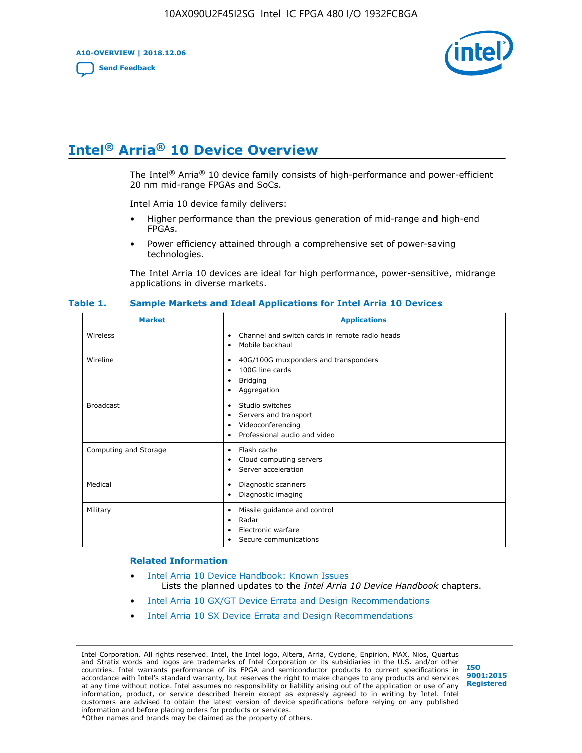# Intel® Arria® 10 Device Overview

The Intel® Arria® 10 device family consists of high-performance and power-efficient 20 nm mid-range FPGAs and SoCs.

Intel Arria 10 device family delivers:

- Higher performance than the previous generation of mid-range and high-end FPGAs.
- Power efficiency attained through a comprehensive set of power-saving technologies.

The Intel Arria 10 devices are ideal for high performance, power-sensitive, midrange applications in diverse markets.

**Table 1. Sample Markets and Ideal Applications for Intel Arria 10 Devices**

| Market | Applications |
| --- | --- |
| Wireless | • Channel and switch cards in remote radio heads<br>• Mobile backhaul |
| Wireline | • 40G/100G muxponders and transponders<br>• 100G line cards<br>• Bridging<br>• Aggregation |
| Broadcast | • Studio switches<br>• Servers and transport<br>• Videoconferencing<br>• Professional audio and video |
| Computing and Storage | • Flash cache<br>• Cloud computing servers<br>• Server acceleration |
| Medical | • Diagnostic scanners<br>• Diagnostic imaging |
| Military | • Missile guidance and control<br>• Radar<br>• Electronic warfare<br>• Secure communications |

**Related Information**

- Intel Arria 10 Device Handbook: Known Issues
  Lists the planned updates to the *Intel Arria 10 Device Handbook* chapters.
- Intel Arria 10 GX/GT Device Errata and Design Recommendations
- Intel Arria 10 SX Device Errata and Design Recommendations

Intel Corporation. All rights reserved. Intel, the Intel logo, Altera, Arria, Cyclone, Enpirion, MAX, Nios, Quartus and Stratix words and logos are trademarks of Intel Corporation or its subsidiaries in the U.S. and/or other countries. Intel warrants performance of its FPGA and semiconductor products to current specifications in accordance with Intel's standard warranty, but reserves the right to make changes to any products and services at any time without notice. Intel assumes no responsibility or liability arising out of the application or use of any information, product, or service described herein except as expressly agreed to in writing by Intel. Intel customers are advised to obtain the latest version of device specifications before relying on any published information and before placing orders for products or services.
*Other names and brands may be claimed as the property of others.

ISO 9001:2015 Registered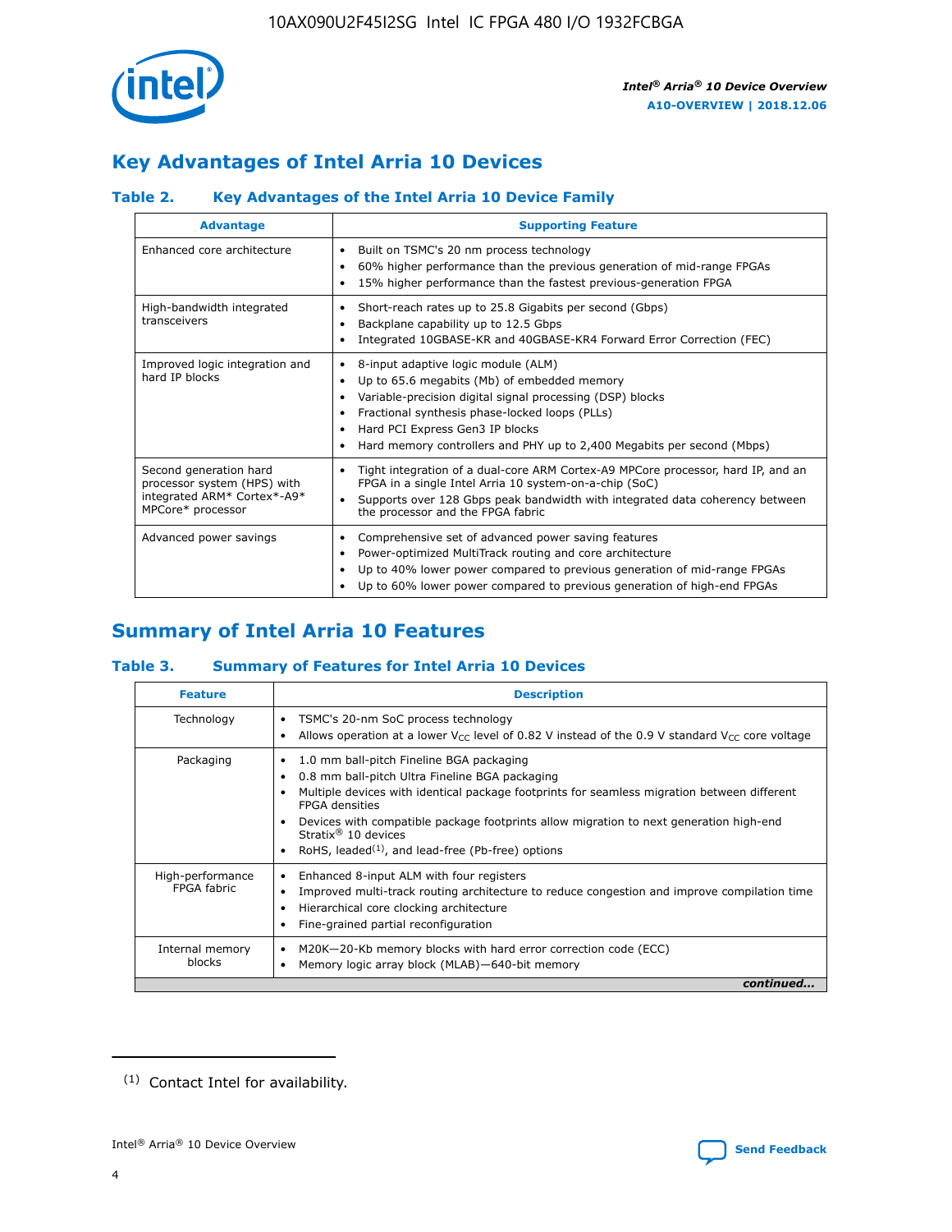## Key Advantages of Intel Arria 10 Devices

### Table 2. Key Advantages of the Intel Arria 10 Device Family

| Advantage | Supporting Feature |
|---|---|
| Enhanced core architecture | • Built on TSMC's 20 nm process technology<br>• 60% higher performance than the previous generation of mid-range FPGAs<br>• 15% higher performance than the fastest previous-generation FPGA |
| High-bandwidth integrated transceivers | • Short-reach rates up to 25.8 Gigabits per second (Gbps)<br>• Backplane capability up to 12.5 Gbps<br>• Integrated 10GBASE-KR and 40GBASE-KR4 Forward Error Correction (FEC) |
| Improved logic integration and hard IP blocks | • 8-input adaptive logic module (ALM)<br>• Up to 65.6 megabits (Mb) of embedded memory<br>• Variable-precision digital signal processing (DSP) blocks<br>• Fractional synthesis phase-locked loops (PLLs)<br>• Hard PCI Express Gen3 IP blocks<br>• Hard memory controllers and PHY up to 2,400 Megabits per second (Mbps) |
| Second generation hard processor system (HPS) with integrated ARM* Cortex*-A9* MPCore* processor | • Tight integration of a dual-core ARM Cortex-A9 MPCore processor, hard IP, and an FPGA in a single Intel Arria 10 system-on-a-chip (SoC)<br>• Supports over 128 Gbps peak bandwidth with integrated data coherency between the processor and the FPGA fabric |
| Advanced power savings | • Comprehensive set of advanced power saving features<br>• Power-optimized MultiTrack routing and core architecture<br>• Up to 40% lower power compared to previous generation of mid-range FPGAs<br>• Up to 60% lower power compared to previous generation of high-end FPGAs |

## Summary of Intel Arria 10 Features

### Table 3. Summary of Features for Intel Arria 10 Devices

| Feature | Description |
|---|---|
| Technology | • TSMC's 20-nm SoC process technology<br>• Allows operation at a lower $V_{CC}$ level of 0.82 V instead of the 0.9 V standard $V_{CC}$ core voltage |
| Packaging | • 1.0 mm ball-pitch Fineline BGA packaging<br>• 0.8 mm ball-pitch Ultra Fineline BGA packaging<br>• Multiple devices with identical package footprints for seamless migration between different FPGA densities<br>• Devices with compatible package footprints allow migration to next generation high-end Stratix® 10 devices<br>• RoHS, leaded(1), and lead-free (Pb-free) options |
| High-performance FPGA fabric | • Enhanced 8-input ALM with four registers<br>• Improved multi-track routing architecture to reduce congestion and improve compilation time<br>• Hierarchical core clocking architecture<br>• Fine-grained partial reconfiguration |
| Internal memory blocks | • M20K—20-Kb memory blocks with hard error correction code (ECC)<br>• Memory logic array block (MLAB)—640-bit memory |

*continued...*

(1) Contact Intel for availability.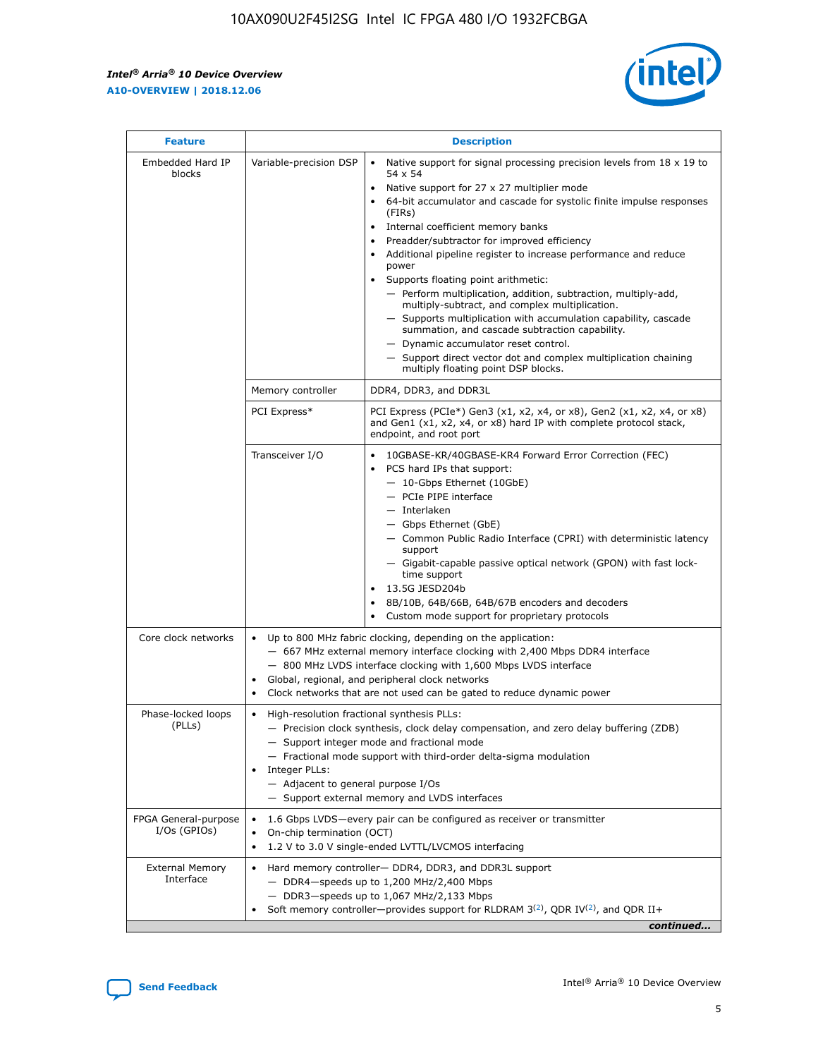| Feature | Description | |
|---|---|---|
| Embedded Hard IP blocks | Variable-precision DSP | • Native support for signal processing precision levels from 18 x 19 to 54 x 54<br>• Native support for 27 x 27 multiplier mode<br>• 64-bit accumulator and cascade for systolic finite impulse responses (FIRs)<br>• Internal coefficient memory banks<br>• Preadder/subtractor for improved efficiency<br>• Additional pipeline register to increase performance and reduce power<br>• Supports floating point arithmetic:<br>— Perform multiplication, addition, subtraction, multiply-add, multiply-subtract, and complex multiplication.<br>— Supports multiplication with accumulation capability, cascade summation, and cascade subtraction capability.<br>— Dynamic accumulator reset control.<br>— Support direct vector dot and complex multiplication chaining multiply floating point DSP blocks. |
| | Memory controller | DDR4, DDR3, and DDR3L |
| | PCI Express* | PCI Express (PCIe*) Gen3 (x1, x2, x4, or x8), Gen2 (x1, x2, x4, or x8) and Gen1 (x1, x2, x4, or x8) hard IP with complete protocol stack, endpoint, and root port |
| | Transceiver I/O | • 10GBASE-KR/40GBASE-KR4 Forward Error Correction (FEC)<br>• PCS hard IPs that support:<br>— 10-Gbps Ethernet (10GbE)<br>— PCIe PIPE interface<br>— Interlaken<br>— Gbps Ethernet (GbE)<br>— Common Public Radio Interface (CPRI) with deterministic latency support<br>— Gigabit-capable passive optical network (GPON) with fast lock-time support<br>• 13.5G JESD204b<br>• 8B/10B, 64B/66B, 64B/67B encoders and decoders<br>• Custom mode support for proprietary protocols |
| Core clock networks | • Up to 800 MHz fabric clocking, depending on the application:<br>— 667 MHz external memory interface clocking with 2,400 Mbps DDR4 interface<br>— 800 MHz LVDS interface clocking with 1,600 Mbps LVDS interface<br>• Global, regional, and peripheral clock networks<br>• Clock networks that are not used can be gated to reduce dynamic power | |
| Phase-locked loops (PLLs) | • High-resolution fractional synthesis PLLs:<br>— Precision clock synthesis, clock delay compensation, and zero delay buffering (ZDB)<br>— Support integer mode and fractional mode<br>— Fractional mode support with third-order delta-sigma modulation<br>• Integer PLLs:<br>— Adjacent to general purpose I/Os<br>— Support external memory and LVDS interfaces | |
| FPGA General-purpose I/Os (GPIOs) | • 1.6 Gbps LVDS—every pair can be configured as receiver or transmitter<br>• On-chip termination (OCT)<br>• 1.2 V to 3.0 V single-ended LVTTL/LVCMOS interfacing | |
| External Memory Interface | • Hard memory controller— DDR4, DDR3, and DDR3L support<br>— DDR4—speeds up to 1,200 MHz/2,400 Mbps<br>— DDR3—speeds up to 1,067 MHz/2,133 Mbps<br>• Soft memory controller—provides support for RLDRAM 3[(2)], QDR IV[(2)], and QDR II+ | |

*continued...*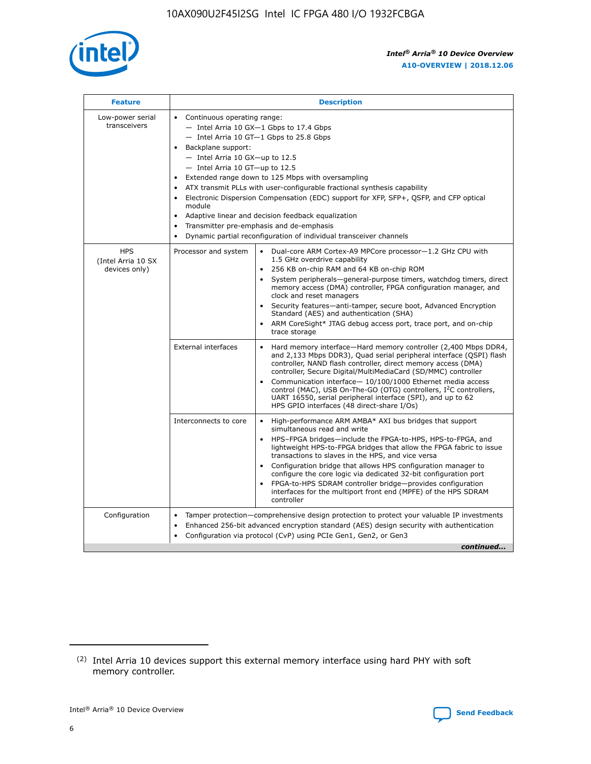| Feature | Description | |
|---|---|---|
| Low-power serial transceivers | • Continuous operating range:<br>— Intel Arria 10 GX—1 Gbps to 17.4 Gbps<br>— Intel Arria 10 GT—1 Gbps to 25.8 Gbps<br>• Backplane support:<br>— Intel Arria 10 GX—up to 12.5<br>— Intel Arria 10 GT—up to 12.5<br>• Extended range down to 125 Mbps with oversampling<br>• ATX transmit PLLs with user-configurable fractional synthesis capability<br>• Electronic Dispersion Compensation (EDC) support for XFP, SFP+, QSFP, and CFP optical module<br>• Adaptive linear and decision feedback equalization<br>• Transmitter pre-emphasis and de-emphasis<br>• Dynamic partial reconfiguration of individual transceiver channels | |
| HPS (Intel Arria 10 SX devices only) | Processor and system | • Dual-core ARM Cortex-A9 MPCore processor—1.2 GHz CPU with 1.5 GHz overdrive capability<br>• 256 KB on-chip RAM and 64 KB on-chip ROM<br>• System peripherals—general-purpose timers, watchdog timers, direct memory access (DMA) controller, FPGA configuration manager, and clock and reset managers<br>• Security features—anti-tamper, secure boot, Advanced Encryption Standard (AES) and authentication (SHA)<br>• ARM CoreSight* JTAG debug access port, trace port, and on-chip trace storage |
| | External interfaces | • Hard memory interface—Hard memory controller (2,400 Mbps DDR4, and 2,133 Mbps DDR3), Quad serial peripheral interface (QSPI) flash controller, NAND flash controller, direct memory access (DMA) controller, Secure Digital/MultiMediaCard (SD/MMC) controller<br>• Communication interface— 10/100/1000 Ethernet media access control (MAC), USB On-The-GO (OTG) controllers, I²C controllers, UART 16550, serial peripheral interface (SPI), and up to 62 HPS GPIO interfaces (48 direct-share I/Os) |
| | Interconnects to core | • High-performance ARM AMBA* AXI bus bridges that support simultaneous read and write<br>• HPS–FPGA bridges—include the FPGA-to-HPS, HPS-to-FPGA, and lightweight HPS-to-FPGA bridges that allow the FPGA fabric to issue transactions to slaves in the HPS, and vice versa<br>• Configuration bridge that allows HPS configuration manager to configure the core logic via dedicated 32-bit configuration port<br>• FPGA-to-HPS SDRAM controller bridge—provides configuration interfaces for the multiport front end (MPFE) of the HPS SDRAM controller |
| Configuration | • Tamper protection—comprehensive design protection to protect your valuable IP investments<br>• Enhanced 256-bit advanced encryption standard (AES) design security with authentication<br>• Configuration via protocol (CvP) using PCIe Gen1, Gen2, or Gen3 | |

*continued...*

(2) Intel Arria 10 devices support this external memory interface using hard PHY with soft memory controller.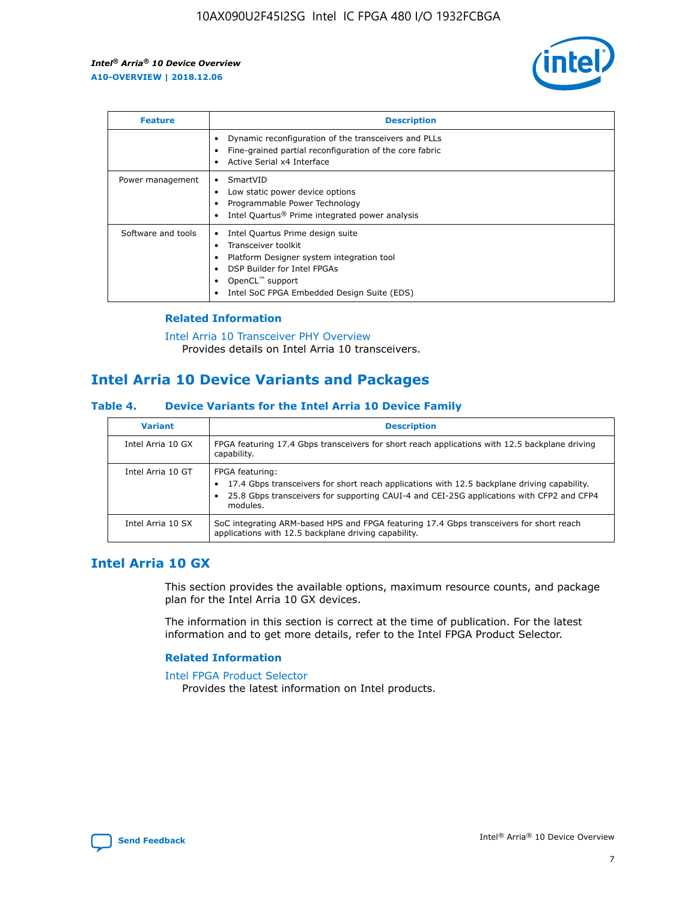| Feature | Description |
| --- | --- |
| | • Dynamic reconfiguration of the transceivers and PLLs<br>• Fine-grained partial reconfiguration of the core fabric<br>• Active Serial x4 Interface |
| Power management | • SmartVID<br>• Low static power device options<br>• Programmable Power Technology<br>• Intel Quartus® Prime integrated power analysis |
| Software and tools | • Intel Quartus Prime design suite<br>• Transceiver toolkit<br>• Platform Designer system integration tool<br>• DSP Builder for Intel FPGAs<br>• OpenCL™ support<br>• Intel SoC FPGA Embedded Design Suite (EDS) |

### Related Information

Intel Arria 10 Transceiver PHY Overview
Provides details on Intel Arria 10 transceivers.

## Intel Arria 10 Device Variants and Packages

**Table 4. Device Variants for the Intel Arria 10 Device Family**

| Variant | Description |
| --- | --- |
| Intel Arria 10 GX | FPGA featuring 17.4 Gbps transceivers for short reach applications with 12.5 backplane driving capability. |
| Intel Arria 10 GT | FPGA featuring:<br>• 17.4 Gbps transceivers for short reach applications with 12.5 backplane driving capability.<br>• 25.8 Gbps transceivers for supporting CAUI-4 and CEI-25G applications with CFP2 and CFP4 modules. |
| Intel Arria 10 SX | SoC integrating ARM-based HPS and FPGA featuring 17.4 Gbps transceivers for short reach applications with 12.5 backplane driving capability. |

## Intel Arria 10 GX

This section provides the available options, maximum resource counts, and package plan for the Intel Arria 10 GX devices.

The information in this section is correct at the time of publication. For the latest information and to get more details, refer to the Intel FPGA Product Selector.

### Related Information

Intel FPGA Product Selector
Provides the latest information on Intel products.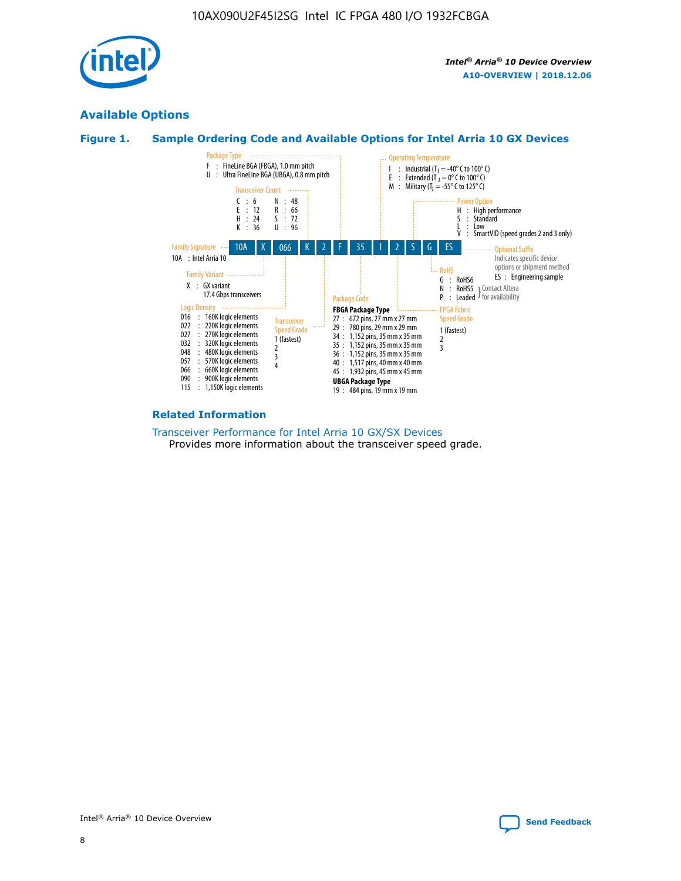## Available Options

### Figure 1. Sample Ordering Code and Available Options for Intel Arria 10 GX Devices

Sample ordering code: 10A X 066 K 2 F 35 I 2 S G ES

**Family Signature**
- 10A : Intel Arria 10

**Family Variant**
- X : GX variant 17.4 Gbps transceivers

**Logic Density**
- 016 : 160K logic elements
- 022 : 220K logic elements
- 027 : 270K logic elements
- 032 : 320K logic elements
- 048 : 480K logic elements
- 057 : 570K logic elements
- 066 : 660K logic elements
- 090 : 900K logic elements
- 115 : 1,150K logic elements

**Transceiver Count**
- C : 6
- E : 12
- H : 24
- K : 36
- N : 48
- R : 66
- S : 72
- U : 96

**Transceiver Speed Grade**
- 1 (fastest)
- 2
- 3
- 4

**Package Type**
- F : FineLine BGA (FBGA), 1.0 mm pitch
- U : Ultra FineLine BGA (UBGA), 0.8 mm pitch

**Package Code**

FBGA Package Type
- 27 : 672 pins, 27 mm x 27 mm
- 29 : 780 pins, 29 mm x 29 mm
- 34 : 1,152 pins, 35 mm x 35 mm
- 35 : 1,152 pins, 35 mm x 35 mm
- 36 : 1,152 pins, 35 mm x 35 mm
- 40 : 1,517 pins, 40 mm x 40 mm
- 45 : 1,932 pins, 45 mm x 45 mm

UBGA Package Type
- 19 : 484 pins, 19 mm x 19 mm

**Operating Temperature**
- I : Industrial ($T_J$ = -40° C to 100° C)
- E : Extended ($T_J$ = 0° C to 100° C)
- M : Military ($T_J$ = -55° C to 125° C)

**FPGA Fabric Speed Grade**
- 1 (fastest)
- 2
- 3

**Power Option**
- H : High performance
- S : Standard
- L : Low
- V : SmartVID (speed grades 2 and 3 only)

**RoHS**
- G : RoHS6
- N : RoHS5 (Contact Altera for availability)
- P : Leaded (Contact Altera for availability)

**Optional Suffix**

Indicates specific device options or shipment method
- ES : Engineering sample

### Related Information

Transceiver Performance for Intel Arria 10 GX/SX Devices

Provides more information about the transceiver speed grade.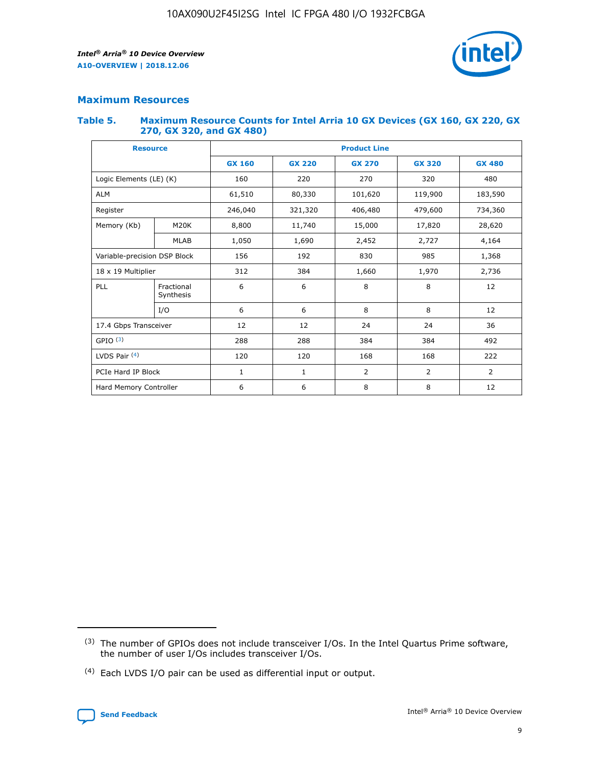## Maximum Resources

### Table 5. Maximum Resource Counts for Intel Arria 10 GX Devices (GX 160, GX 220, GX 270, GX 320, and GX 480)

| Resource | | Product Line | | | | |
|---|---|---|---|---|---|---|
| | | GX 160 | GX 220 | GX 270 | GX 320 | GX 480 |
| Logic Elements (LE) (K) | | 160 | 220 | 270 | 320 | 480 |
| ALM | | 61,510 | 80,330 | 101,620 | 119,900 | 183,590 |
| Register | | 246,040 | 321,320 | 406,480 | 479,600 | 734,360 |
| Memory (Kb) | M20K | 8,800 | 11,740 | 15,000 | 17,820 | 28,620 |
| | MLAB | 1,050 | 1,690 | 2,452 | 2,727 | 4,164 |
| Variable-precision DSP Block | | 156 | 192 | 830 | 985 | 1,368 |
| 18 x 19 Multiplier | | 312 | 384 | 1,660 | 1,970 | 2,736 |
| PLL | Fractional Synthesis | 6 | 6 | 8 | 8 | 12 |
| | I/O | 6 | 6 | 8 | 8 | 12 |
| 17.4 Gbps Transceiver | | 12 | 12 | 24 | 24 | 36 |
| GPIO (3) | | 288 | 288 | 384 | 384 | 492 |
| LVDS Pair (4) | | 120 | 120 | 168 | 168 | 222 |
| PCIe Hard IP Block | | 1 | 1 | 2 | 2 | 2 |
| Hard Memory Controller | | 6 | 6 | 8 | 8 | 12 |

(3) The number of GPIOs does not include transceiver I/Os. In the Intel Quartus Prime software, the number of user I/Os includes transceiver I/Os.

(4) Each LVDS I/O pair can be used as differential input or output.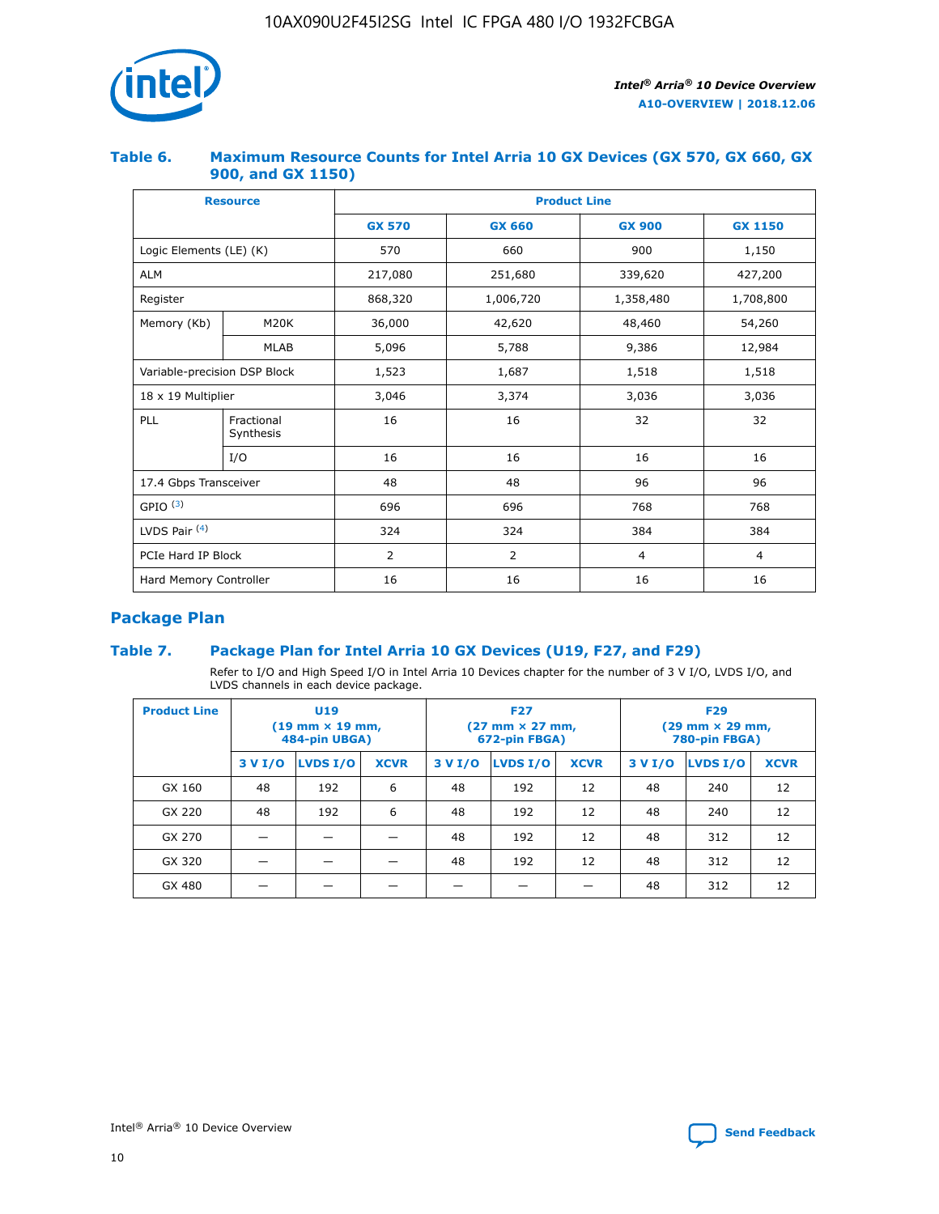### Table 6. Maximum Resource Counts for Intel Arria 10 GX Devices (GX 570, GX 660, GX 900, and GX 1150)

| Resource | | Product Line | | | |
|---|---|---|---|---|---|
| | | GX 570 | GX 660 | GX 900 | GX 1150 |
| Logic Elements (LE) (K) | | 570 | 660 | 900 | 1,150 |
| ALM | | 217,080 | 251,680 | 339,620 | 427,200 |
| Register | | 868,320 | 1,006,720 | 1,358,480 | 1,708,800 |
| Memory (Kb) | M20K | 36,000 | 42,620 | 48,460 | 54,260 |
| | MLAB | 5,096 | 5,788 | 9,386 | 12,984 |
| Variable-precision DSP Block | | 1,523 | 1,687 | 1,518 | 1,518 |
| 18 x 19 Multiplier | | 3,046 | 3,374 | 3,036 | 3,036 |
| PLL | Fractional Synthesis | 16 | 16 | 32 | 32 |
| | I/O | 16 | 16 | 16 | 16 |
| 17.4 Gbps Transceiver | | 48 | 48 | 96 | 96 |
| GPIO [(3)] | | 696 | 696 | 768 | 768 |
| LVDS Pair [(4)] | | 324 | 324 | 384 | 384 |
| PCIe Hard IP Block | | 2 | 2 | 4 | 4 |
| Hard Memory Controller | | 16 | 16 | 16 | 16 |

## Package Plan

### Table 7. Package Plan for Intel Arria 10 GX Devices (U19, F27, and F29)

Refer to I/O and High Speed I/O in Intel Arria 10 Devices chapter for the number of 3 V I/O, LVDS I/O, and LVDS channels in each device package.

| Product Line | U19 (19 mm × 19 mm, 484-pin UBGA) | | | F27 (27 mm × 27 mm, 672-pin FBGA) | | | F29 (29 mm × 29 mm, 780-pin FBGA) | | |
|---|---|---|---|---|---|---|---|---|---|
| | 3 V I/O | LVDS I/O | XCVR | 3 V I/O | LVDS I/O | XCVR | 3 V I/O | LVDS I/O | XCVR |
| GX 160 | 48 | 192 | 6 | 48 | 192 | 12 | 48 | 240 | 12 |
| GX 220 | 48 | 192 | 6 | 48 | 192 | 12 | 48 | 240 | 12 |
| GX 270 | — | — | — | 48 | 192 | 12 | 48 | 312 | 12 |
| GX 320 | — | — | — | 48 | 192 | 12 | 48 | 312 | 12 |
| GX 480 | — | — | — | — | — | — | 48 | 312 | 12 |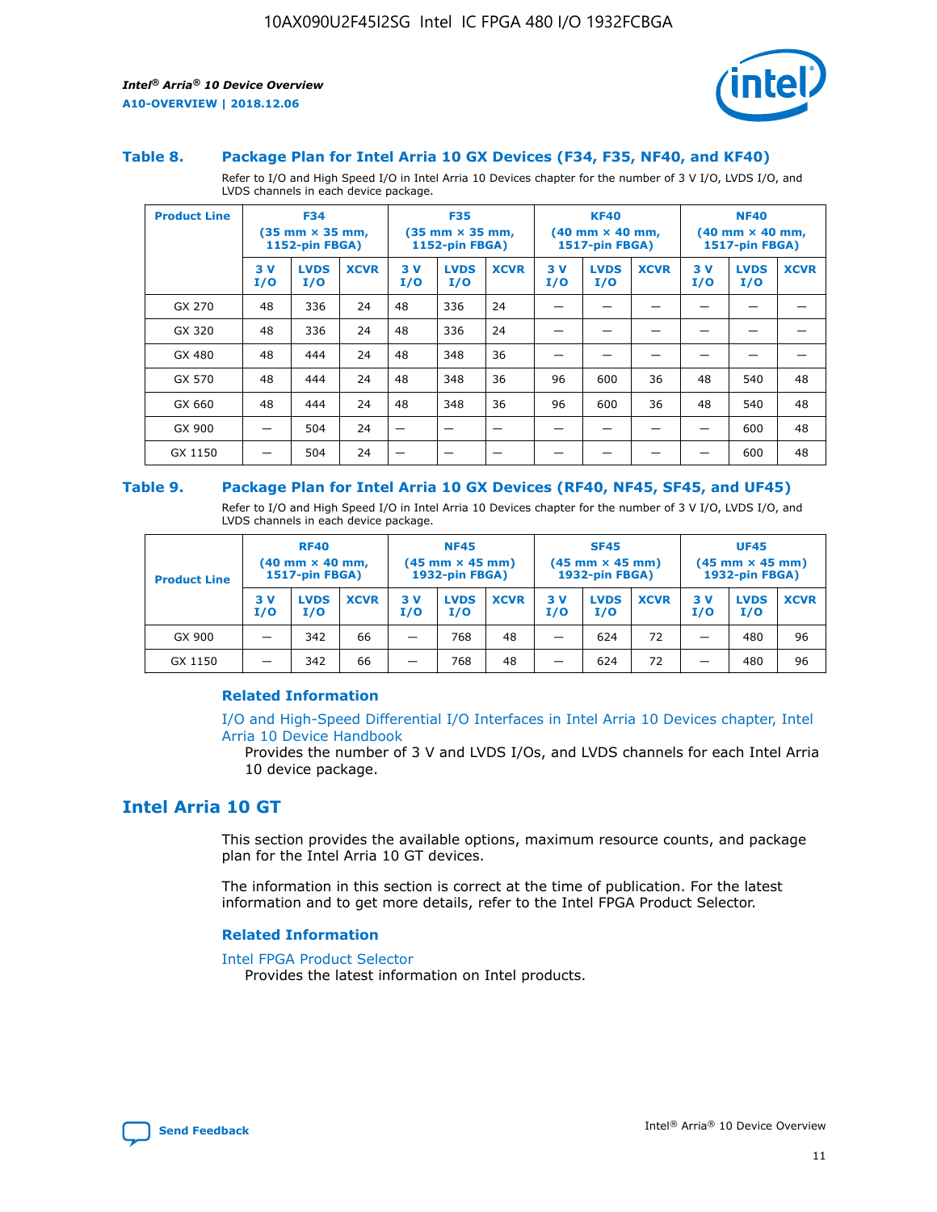### Table 8. Package Plan for Intel Arria 10 GX Devices (F34, F35, NF40, and KF40)

Refer to I/O and High Speed I/O in Intel Arria 10 Devices chapter for the number of 3 V I/O, LVDS I/O, and LVDS channels in each device package.

| Product Line | F34 (35 mm × 35 mm, 1152-pin FBGA) | | | F35 (35 mm × 35 mm, 1152-pin FBGA) | | | KF40 (40 mm × 40 mm, 1517-pin FBGA) | | | NF40 (40 mm × 40 mm, 1517-pin FBGA) | | |
|---|---|---|---|---|---|---|---|---|---|---|---|---|
| | 3 V I/O | LVDS I/O | XCVR | 3 V I/O | LVDS I/O | XCVR | 3 V I/O | LVDS I/O | XCVR | 3 V I/O | LVDS I/O | XCVR |
| GX 270 | 48 | 336 | 24 | 48 | 336 | 24 | — | — | — | — | — | — |
| GX 320 | 48 | 336 | 24 | 48 | 336 | 24 | — | — | — | — | — | — |
| GX 480 | 48 | 444 | 24 | 48 | 348 | 36 | — | — | — | — | — | — |
| GX 570 | 48 | 444 | 24 | 48 | 348 | 36 | 96 | 600 | 36 | 48 | 540 | 48 |
| GX 660 | 48 | 444 | 24 | 48 | 348 | 36 | 96 | 600 | 36 | 48 | 540 | 48 |
| GX 900 | — | 504 | 24 | — | — | — | — | — | — | — | 600 | 48 |
| GX 1150 | — | 504 | 24 | — | — | — | — | — | — | — | 600 | 48 |

### Table 9. Package Plan for Intel Arria 10 GX Devices (RF40, NF45, SF45, and UF45)

Refer to I/O and High Speed I/O in Intel Arria 10 Devices chapter for the number of 3 V I/O, LVDS I/O, and LVDS channels in each device package.

| Product Line | RF40 (40 mm × 40 mm, 1517-pin FBGA) | | | NF45 (45 mm × 45 mm) 1932-pin FBGA) | | | SF45 (45 mm × 45 mm) 1932-pin FBGA) | | | UF45 (45 mm × 45 mm) 1932-pin FBGA) | | |
|---|---|---|---|---|---|---|---|---|---|---|---|---|
| | 3 V I/O | LVDS I/O | XCVR | 3 V I/O | LVDS I/O | XCVR | 3 V I/O | LVDS I/O | XCVR | 3 V I/O | LVDS I/O | XCVR |
| GX 900 | — | 342 | 66 | — | 768 | 48 | — | 624 | 72 | — | 480 | 96 |
| GX 1150 | — | 342 | 66 | — | 768 | 48 | — | 624 | 72 | — | 480 | 96 |

#### Related Information

I/O and High-Speed Differential I/O Interfaces in Intel Arria 10 Devices chapter, Intel Arria 10 Device Handbook

Provides the number of 3 V and LVDS I/Os, and LVDS channels for each Intel Arria 10 device package.

## Intel Arria 10 GT

This section provides the available options, maximum resource counts, and package plan for the Intel Arria 10 GT devices.

The information in this section is correct at the time of publication. For the latest information and to get more details, refer to the Intel FPGA Product Selector.

#### Related Information

Intel FPGA Product Selector

Provides the latest information on Intel products.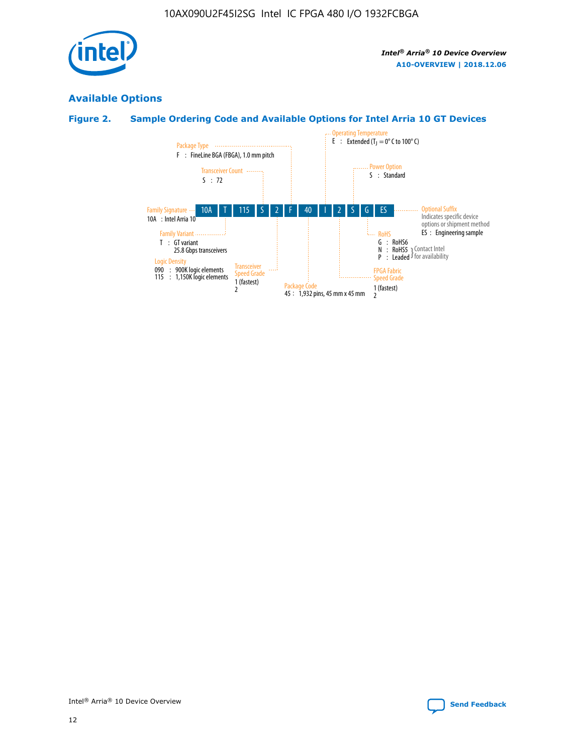## Available Options

### Figure 2. Sample Ordering Code and Available Options for Intel Arria 10 GT Devices

| 10A | T | 115 | S | 2 | F | 40 | I | 2 | S | G | ES |
|---|---|---|---|---|---|---|---|---|---|---|---|

**Family Signature**
10A : Intel Arria 10

**Family Variant**
T : GT variant
25.8 Gbps transceivers

**Logic Density**
090 : 900K logic elements
115 : 1,150K logic elements

**Transceiver Count**
S : 72

**Transceiver Speed Grade**
1 (fastest)
2

**Package Type**
F : FineLine BGA (FBGA), 1.0 mm pitch

**Package Code**
45 : 1,932 pins, 45 mm x 45 mm

**Operating Temperature**
E : Extended ($T_J$ = 0° C to 100° C)

**FPGA Fabric Speed Grade**
1 (fastest)
2

**Power Option**
S : Standard

**RoHS**
G : RoHS6
N : RoHS5 (Contact Intel for availability)
P : Leaded (Contact Intel for availability)

**Optional Suffix**
Indicates specific device options or shipment method
ES : Engineering sample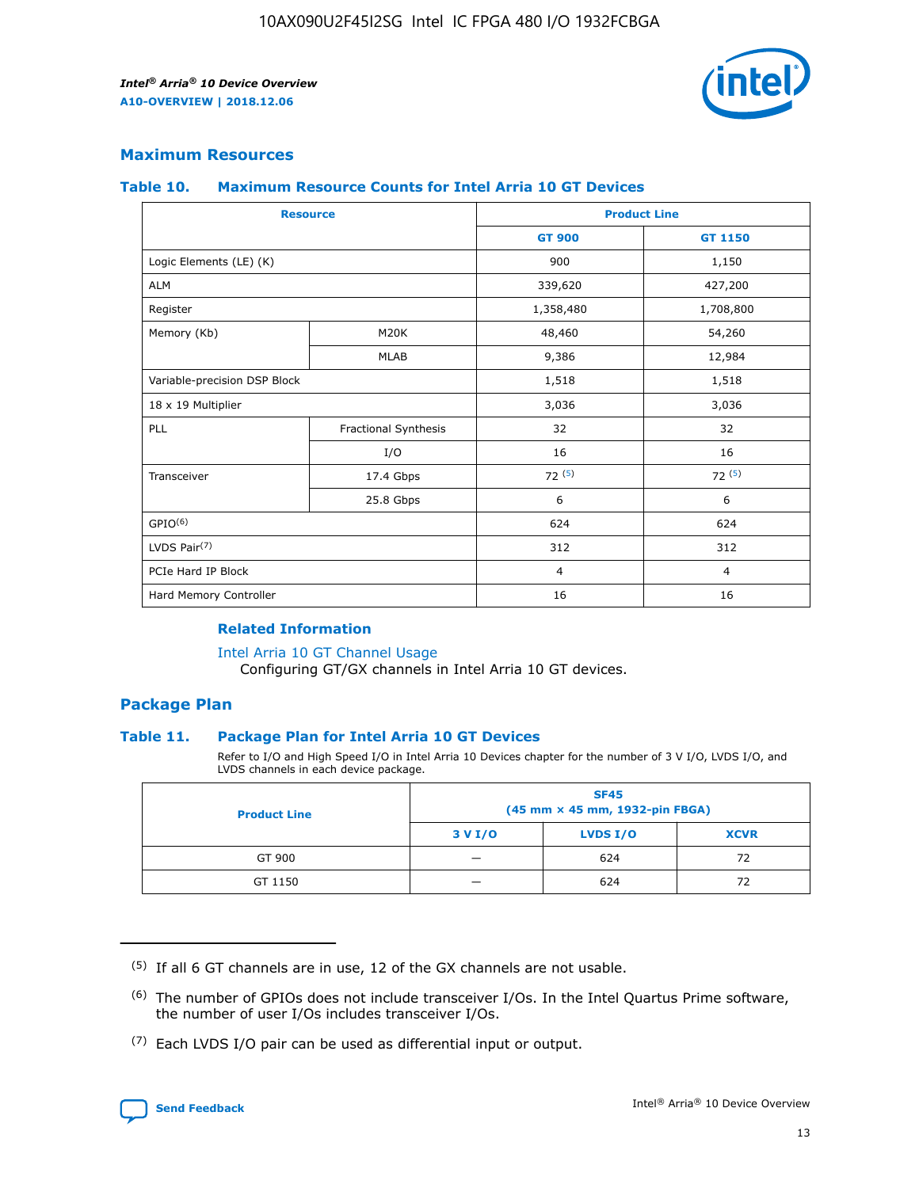## Maximum Resources

### Table 10. Maximum Resource Counts for Intel Arria 10 GT Devices

| Resource | | Product Line | |
|---|---|---|---|
| | | GT 900 | GT 1150 |
| Logic Elements (LE) (K) | | 900 | 1,150 |
| ALM | | 339,620 | 427,200 |
| Register | | 1,358,480 | 1,708,800 |
| Memory (Kb) | M20K | 48,460 | 54,260 |
| | MLAB | 9,386 | 12,984 |
| Variable-precision DSP Block | | 1,518 | 1,518 |
| 18 x 19 Multiplier | | 3,036 | 3,036 |
| PLL | Fractional Synthesis | 32 | 32 |
| | I/O | 16 | 16 |
| Transceiver | 17.4 Gbps | 72 [5] | 72 [5] |
| | 25.8 Gbps | 6 | 6 |
| GPIO[6] | | 624 | 624 |
| LVDS Pair[7] | | 312 | 312 |
| PCIe Hard IP Block | | 4 | 4 |
| Hard Memory Controller | | 16 | 16 |

#### Related Information

Intel Arria 10 GT Channel Usage
Configuring GT/GX channels in Intel Arria 10 GT devices.

## Package Plan

### Table 11. Package Plan for Intel Arria 10 GT Devices

Refer to I/O and High Speed I/O in Intel Arria 10 Devices chapter for the number of 3 V I/O, LVDS I/O, and LVDS channels in each device package.

| Product Line | SF45 (45 mm × 45 mm, 1932-pin FBGA) | | |
|---|---|---|---|
| | 3 V I/O | LVDS I/O | XCVR |
| GT 900 | — | 624 | 72 |
| GT 1150 | — | 624 | 72 |

(5) If all 6 GT channels are in use, 12 of the GX channels are not usable.

(6) The number of GPIOs does not include transceiver I/Os. In the Intel Quartus Prime software, the number of user I/Os includes transceiver I/Os.

(7) Each LVDS I/O pair can be used as differential input or output.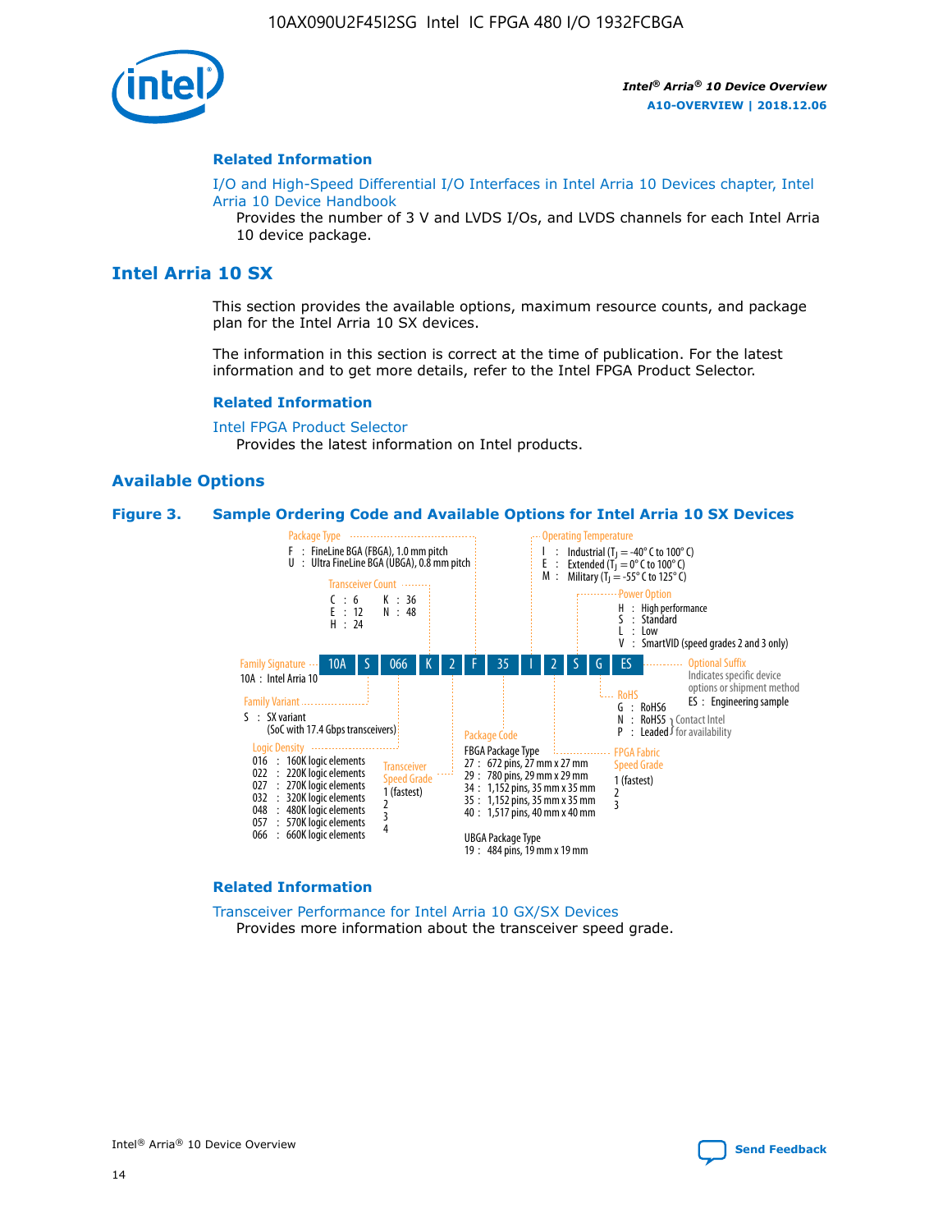### Related Information

I/O and High-Speed Differential I/O Interfaces in Intel Arria 10 Devices chapter, Intel Arria 10 Device Handbook
Provides the number of 3 V and LVDS I/Os, and LVDS channels for each Intel Arria 10 device package.

## Intel Arria 10 SX

This section provides the available options, maximum resource counts, and package plan for the Intel Arria 10 SX devices.

The information in this section is correct at the time of publication. For the latest information and to get more details, refer to the Intel FPGA Product Selector.

### Related Information

Intel FPGA Product Selector
Provides the latest information on Intel products.

## Available Options

**Figure 3. Sample Ordering Code and Available Options for Intel Arria 10 SX Devices**

Sample ordering code: 10A S 066 K 2 F 35 I 2 S G ES

**Family Signature**
- 10A : Intel Arria 10

**Family Variant**
- S : SX variant (SoC with 17.4 Gbps transceivers)

**Logic Density**
- 016 : 160K logic elements
- 022 : 220K logic elements
- 027 : 270K logic elements
- 032 : 320K logic elements
- 048 : 480K logic elements
- 057 : 570K logic elements
- 066 : 660K logic elements

**Transceiver Count**
- C : 6
- E : 12
- H : 24
- K : 36
- N : 48

**Transceiver Speed Grade**
- 1 (fastest)
- 2
- 3
- 4

**Package Type**
- F : FineLine BGA (FBGA), 1.0 mm pitch
- U : Ultra FineLine BGA (UBGA), 0.8 mm pitch

**Package Code**

FBGA Package Type
- 27 : 672 pins, 27 mm x 27 mm
- 29 : 780 pins, 29 mm x 29 mm
- 34 : 1,152 pins, 35 mm x 35 mm
- 35 : 1,152 pins, 35 mm x 35 mm
- 40 : 1,517 pins, 40 mm x 40 mm

UBGA Package Type
- 19 : 484 pins, 19 mm x 19 mm

**Operating Temperature**
- I : Industrial ($T_J$ = -40° C to 100° C)
- E : Extended ($T_J$ = 0° C to 100° C)
- M : Military ($T_J$ = -55° C to 125° C)

**FPGA Fabric Speed Grade**
- 1 (fastest)
- 2
- 3

**Power Option**
- H : High performance
- S : Standard
- L : Low
- V : SmartVID (speed grades 2 and 3 only)

**RoHS**
- G : RoHS6
- N : RoHS5 (Contact Intel for availability)
- P : Leaded (Contact Intel for availability)

**Optional Suffix**
Indicates specific device options or shipment method
- ES : Engineering sample

### Related Information

Transceiver Performance for Intel Arria 10 GX/SX Devices
Provides more information about the transceiver speed grade.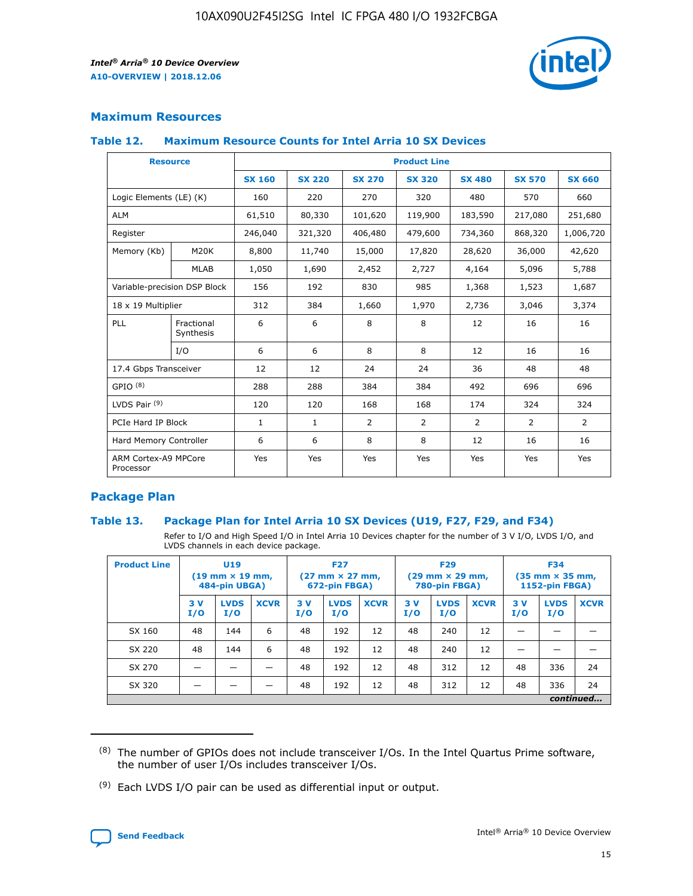## Maximum Resources

### Table 12. Maximum Resource Counts for Intel Arria 10 SX Devices

| Resource | | Product Line | | | | | | |
|---|---|---|---|---|---|---|---|---|
| | | SX 160 | SX 220 | SX 270 | SX 320 | SX 480 | SX 570 | SX 660 |
| Logic Elements (LE) (K) | | 160 | 220 | 270 | 320 | 480 | 570 | 660 |
| ALM | | 61,510 | 80,330 | 101,620 | 119,900 | 183,590 | 217,080 | 251,680 |
| Register | | 246,040 | 321,320 | 406,480 | 479,600 | 734,360 | 868,320 | 1,006,720 |
| Memory (Kb) | M20K | 8,800 | 11,740 | 15,000 | 17,820 | 28,620 | 36,000 | 42,620 |
| | MLAB | 1,050 | 1,690 | 2,452 | 2,727 | 4,164 | 5,096 | 5,788 |
| Variable-precision DSP Block | | 156 | 192 | 830 | 985 | 1,368 | 1,523 | 1,687 |
| 18 x 19 Multiplier | | 312 | 384 | 1,660 | 1,970 | 2,736 | 3,046 | 3,374 |
| PLL | Fractional Synthesis | 6 | 6 | 8 | 8 | 12 | 16 | 16 |
| | I/O | 6 | 6 | 8 | 8 | 12 | 16 | 16 |
| 17.4 Gbps Transceiver | | 12 | 12 | 24 | 24 | 36 | 48 | 48 |
| GPIO [8] | | 288 | 288 | 384 | 384 | 492 | 696 | 696 |
| LVDS Pair [9] | | 120 | 120 | 168 | 168 | 174 | 324 | 324 |
| PCIe Hard IP Block | | 1 | 1 | 2 | 2 | 2 | 2 | 2 |
| Hard Memory Controller | | 6 | 6 | 8 | 8 | 12 | 16 | 16 |
| ARM Cortex-A9 MPCore Processor | | Yes | Yes | Yes | Yes | Yes | Yes | Yes |

## Package Plan

### Table 13. Package Plan for Intel Arria 10 SX Devices (U19, F27, F29, and F34)

Refer to I/O and High Speed I/O in Intel Arria 10 Devices chapter for the number of 3 V I/O, LVDS I/O, and LVDS channels in each device package.

| Product Line | U19 (19 mm × 19 mm, 484-pin UBGA) | | | F27 (27 mm × 27 mm, 672-pin FBGA) | | | F29 (29 mm × 29 mm, 780-pin FBGA) | | | F34 (35 mm × 35 mm, 1152-pin FBGA) | | |
|---|---|---|---|---|---|---|---|---|---|---|---|---|
| | 3 V I/O | LVDS I/O | XCVR | 3 V I/O | LVDS I/O | XCVR | 3 V I/O | LVDS I/O | XCVR | 3 V I/O | LVDS I/O | XCVR |
| SX 160 | 48 | 144 | 6 | 48 | 192 | 12 | 48 | 240 | 12 | — | — | — |
| SX 220 | 48 | 144 | 6 | 48 | 192 | 12 | 48 | 240 | 12 | — | — | — |
| SX 270 | — | — | — | 48 | 192 | 12 | 48 | 312 | 12 | 48 | 336 | 24 |
| SX 320 | — | — | — | 48 | 192 | 12 | 48 | 312 | 12 | 48 | 336 | 24 |

*continued...*

(8) The number of GPIOs does not include transceiver I/Os. In the Intel Quartus Prime software, the number of user I/Os includes transceiver I/Os.

(9) Each LVDS I/O pair can be used as differential input or output.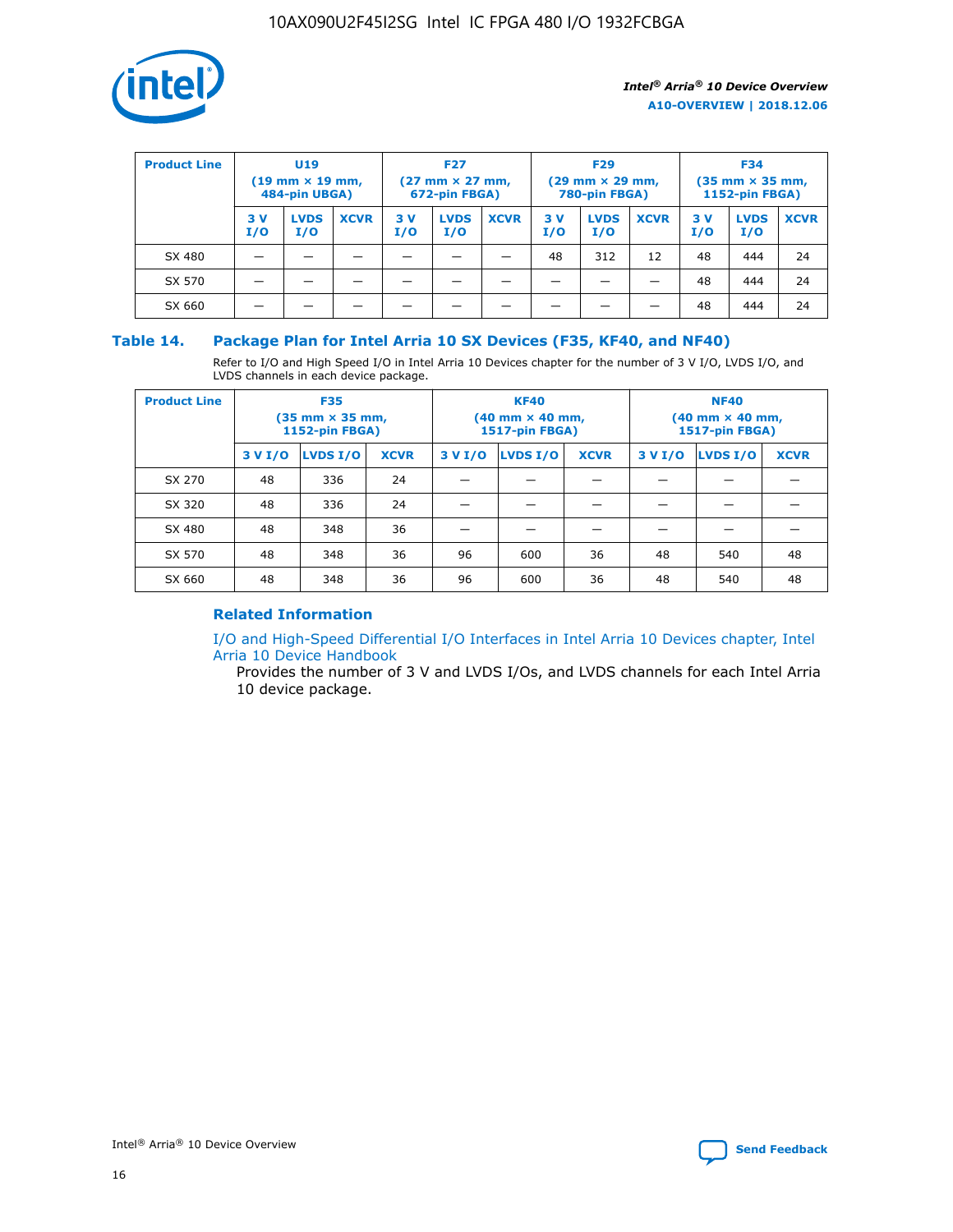| Product Line | U19 (19 mm × 19 mm, 484-pin UBGA) | | | F27 (27 mm × 27 mm, 672-pin FBGA) | | | F29 (29 mm × 29 mm, 780-pin FBGA) | | | F34 (35 mm × 35 mm, 1152-pin FBGA) | | |
|---|---|---|---|---|---|---|---|---|---|---|---|---|
| | 3 V I/O | LVDS I/O | XCVR | 3 V I/O | LVDS I/O | XCVR | 3 V I/O | LVDS I/O | XCVR | 3 V I/O | LVDS I/O | XCVR |
| SX 480 | — | — | — | — | — | — | 48 | 312 | 12 | 48 | 444 | 24 |
| SX 570 | — | — | — | — | — | — | — | — | — | 48 | 444 | 24 |
| SX 660 | — | — | — | — | — | — | — | — | — | 48 | 444 | 24 |

## Table 14. Package Plan for Intel Arria 10 SX Devices (F35, KF40, and NF40)

Refer to I/O and High Speed I/O in Intel Arria 10 Devices chapter for the number of 3 V I/O, LVDS I/O, and LVDS channels in each device package.

| Product Line | F35 (35 mm × 35 mm, 1152-pin FBGA) | | | KF40 (40 mm × 40 mm, 1517-pin FBGA) | | | NF40 (40 mm × 40 mm, 1517-pin FBGA) | | |
|---|---|---|---|---|---|---|---|---|---|
| | 3 V I/O | LVDS I/O | XCVR | 3 V I/O | LVDS I/O | XCVR | 3 V I/O | LVDS I/O | XCVR |
| SX 270 | 48 | 336 | 24 | — | — | — | — | — | — |
| SX 320 | 48 | 336 | 24 | — | — | — | — | — | — |
| SX 480 | 48 | 348 | 36 | — | — | — | — | — | — |
| SX 570 | 48 | 348 | 36 | 96 | 600 | 36 | 48 | 540 | 48 |
| SX 660 | 48 | 348 | 36 | 96 | 600 | 36 | 48 | 540 | 48 |

### Related Information

I/O and High-Speed Differential I/O Interfaces in Intel Arria 10 Devices chapter, Intel Arria 10 Device Handbook

Provides the number of 3 V and LVDS I/Os, and LVDS channels for each Intel Arria 10 device package.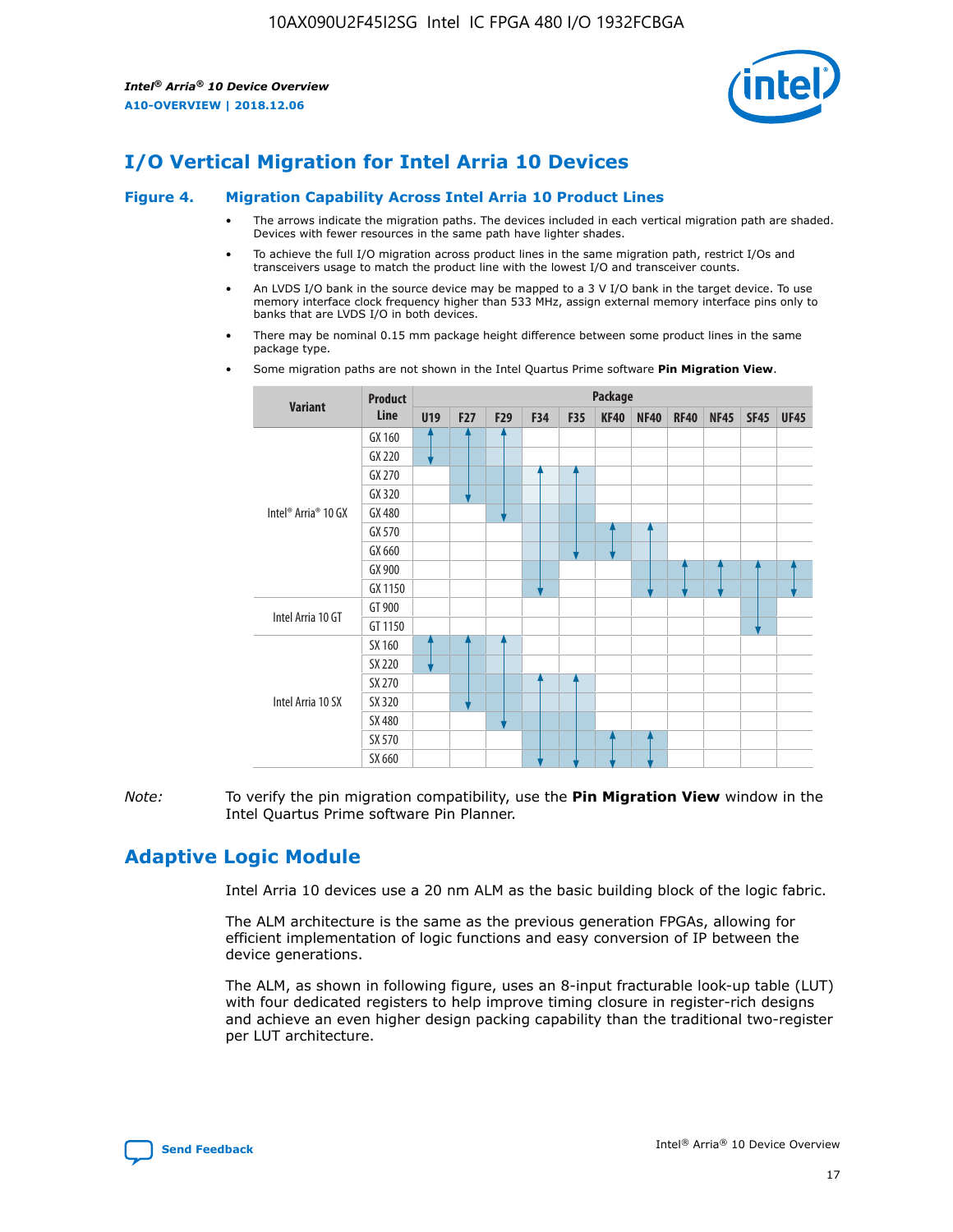# I/O Vertical Migration for Intel Arria 10 Devices

**Figure 4. Migration Capability Across Intel Arria 10 Product Lines**

- The arrows indicate the migration paths. The devices included in each vertical migration path are shaded. Devices with fewer resources in the same path have lighter shades.
- To achieve the full I/O migration across product lines in the same migration path, restrict I/Os and transceivers usage to match the product line with the lowest I/O and transceiver counts.
- An LVDS I/O bank in the source device may be mapped to a 3 V I/O bank in the target device. To use memory interface clock frequency higher than 533 MHz, assign external memory interface pins only to banks that are LVDS I/O in both devices.
- There may be nominal 0.15 mm package height difference between some product lines in the same package type.
- Some migration paths are not shown in the Intel Quartus Prime software **Pin Migration View**.

| Variant | Product Line | U19 | F27 | F29 | F34 | F35 | KF40 | NF40 | RF40 | NF45 | SF45 | UF45 |
|---|---|---|---|---|---|---|---|---|---|---|---|---|
| Intel® Arria® 10 GX | GX 160 | | | | | | | | | | | |
| | GX 220 | | | | | | | | | | | |
| | GX 270 | | | | | | | | | | | |
| | GX 320 | | | | | | | | | | | |
| | GX 480 | | | | | | | | | | | |
| | GX 570 | | | | | | | | | | | |
| | GX 660 | | | | | | | | | | | |
| | GX 900 | | | | | | | | | | | |
| | GX 1150 | | | | | | | | | | | |
| Intel Arria 10 GT | GT 900 | | | | | | | | | | | |
| | GT 1150 | | | | | | | | | | | |
| Intel Arria 10 SX | SX 160 | | | | | | | | | | | |
| | SX 220 | | | | | | | | | | | |
| | SX 270 | | | | | | | | | | | |
| | SX 320 | | | | | | | | | | | |
| | SX 480 | | | | | | | | | | | |
| | SX 570 | | | | | | | | | | | |
| | SX 660 | | | | | | | | | | | |

*Note:* To verify the pin migration compatibility, use the **Pin Migration View** window in the Intel Quartus Prime software Pin Planner.

# Adaptive Logic Module

Intel Arria 10 devices use a 20 nm ALM as the basic building block of the logic fabric.

The ALM architecture is the same as the previous generation FPGAs, allowing for efficient implementation of logic functions and easy conversion of IP between the device generations.

The ALM, as shown in following figure, uses an 8-input fracturable look-up table (LUT) with four dedicated registers to help improve timing closure in register-rich designs and achieve an even higher design packing capability than the traditional two-register per LUT architecture.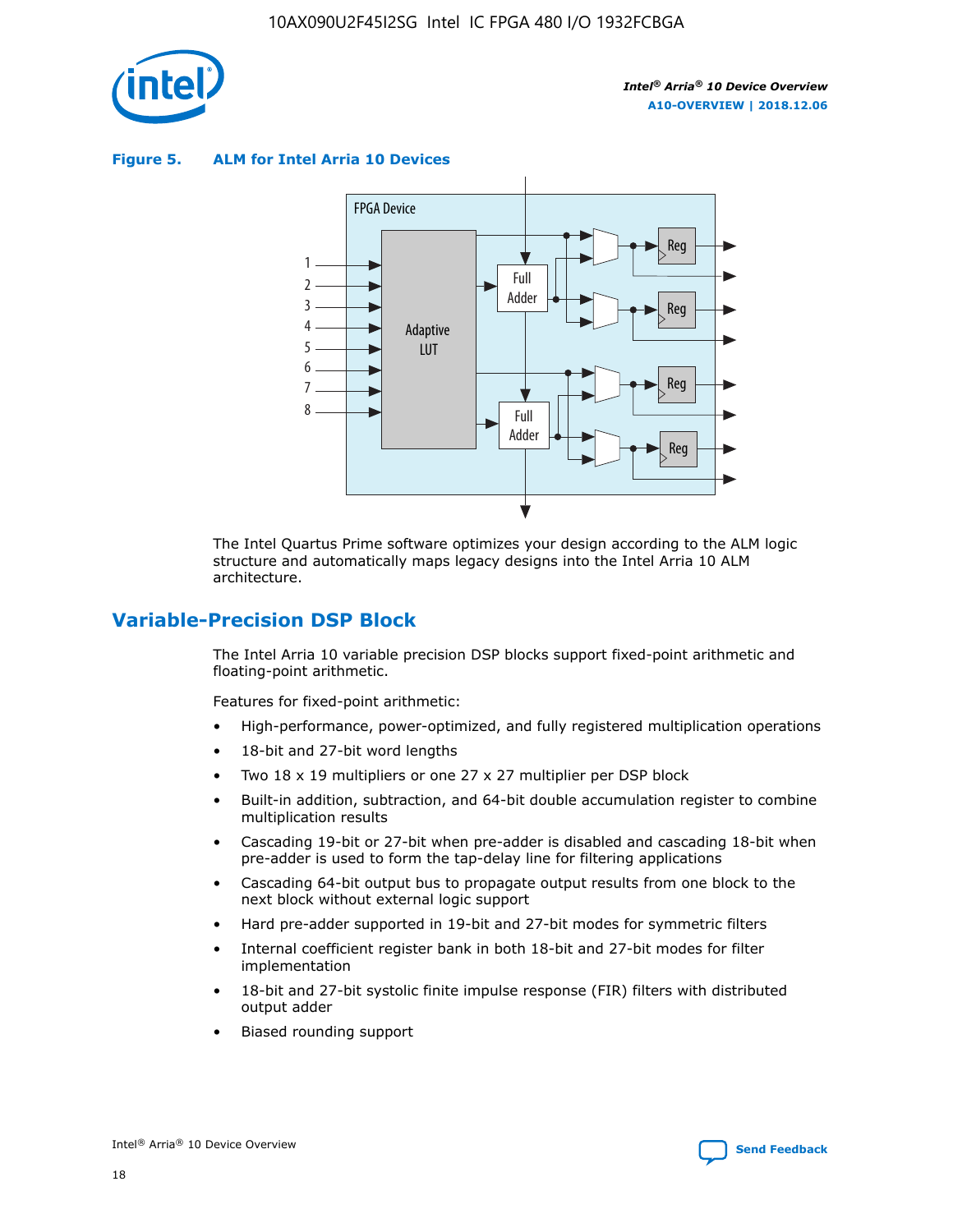**Figure 5. ALM for Intel Arria 10 Devices**

The Intel Quartus Prime software optimizes your design according to the ALM logic structure and automatically maps legacy designs into the Intel Arria 10 ALM architecture.

## Variable-Precision DSP Block

The Intel Arria 10 variable precision DSP blocks support fixed-point arithmetic and floating-point arithmetic.

Features for fixed-point arithmetic:

- High-performance, power-optimized, and fully registered multiplication operations
- 18-bit and 27-bit word lengths
- Two 18 x 19 multipliers or one 27 x 27 multiplier per DSP block
- Built-in addition, subtraction, and 64-bit double accumulation register to combine multiplication results
- Cascading 19-bit or 27-bit when pre-adder is disabled and cascading 18-bit when pre-adder is used to form the tap-delay line for filtering applications
- Cascading 64-bit output bus to propagate output results from one block to the next block without external logic support
- Hard pre-adder supported in 19-bit and 27-bit modes for symmetric filters
- Internal coefficient register bank in both 18-bit and 27-bit modes for filter implementation
- 18-bit and 27-bit systolic finite impulse response (FIR) filters with distributed output adder
- Biased rounding support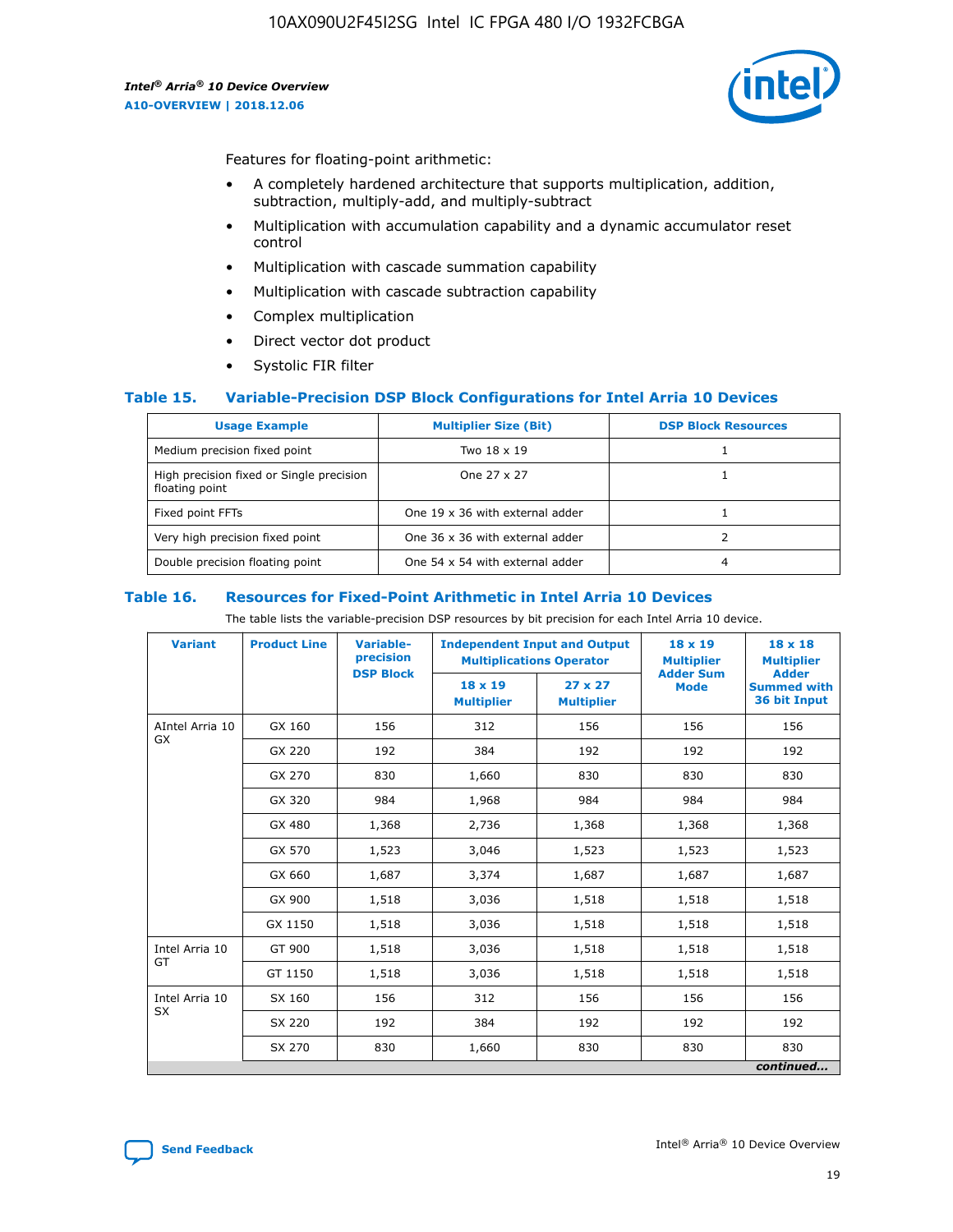Features for floating-point arithmetic:

- A completely hardened architecture that supports multiplication, addition, subtraction, multiply-add, and multiply-subtract
- Multiplication with accumulation capability and a dynamic accumulator reset control
- Multiplication with cascade summation capability
- Multiplication with cascade subtraction capability
- Complex multiplication
- Direct vector dot product
- Systolic FIR filter

### Table 15. Variable-Precision DSP Block Configurations for Intel Arria 10 Devices

| Usage Example | Multiplier Size (Bit) | DSP Block Resources |
|---|---|---|
| Medium precision fixed point | Two 18 x 19 | 1 |
| High precision fixed or Single precision floating point | One 27 x 27 | 1 |
| Fixed point FFTs | One 19 x 36 with external adder | 1 |
| Very high precision fixed point | One 36 x 36 with external adder | 2 |
| Double precision floating point | One 54 x 54 with external adder | 4 |

### Table 16. Resources for Fixed-Point Arithmetic in Intel Arria 10 Devices

The table lists the variable-precision DSP resources by bit precision for each Intel Arria 10 device.

| Variant | Product Line | Variable-precision DSP Block | Independent Input and Output Multiplications Operator | | 18 x 19 Multiplier Adder Sum Mode | 18 x 18 Multiplier Adder Summed with 36 bit Input |
|---|---|---|---|---|---|---|
| | | | 18 x 19 Multiplier | 27 x 27 Multiplier | | |
| AIntel Arria 10 GX | GX 160 | 156 | 312 | 156 | 156 | 156 |
| | GX 220 | 192 | 384 | 192 | 192 | 192 |
| | GX 270 | 830 | 1,660 | 830 | 830 | 830 |
| | GX 320 | 984 | 1,968 | 984 | 984 | 984 |
| | GX 480 | 1,368 | 2,736 | 1,368 | 1,368 | 1,368 |
| | GX 570 | 1,523 | 3,046 | 1,523 | 1,523 | 1,523 |
| | GX 660 | 1,687 | 3,374 | 1,687 | 1,687 | 1,687 |
| | GX 900 | 1,518 | 3,036 | 1,518 | 1,518 | 1,518 |
| | GX 1150 | 1,518 | 3,036 | 1,518 | 1,518 | 1,518 |
| Intel Arria 10 GT | GT 900 | 1,518 | 3,036 | 1,518 | 1,518 | 1,518 |
| | GT 1150 | 1,518 | 3,036 | 1,518 | 1,518 | 1,518 |
| Intel Arria 10 SX | SX 160 | 156 | 312 | 156 | 156 | 156 |
| | SX 220 | 192 | 384 | 192 | 192 | 192 |
| | SX 270 | 830 | 1,660 | 830 | 830 | 830 |

*continued...*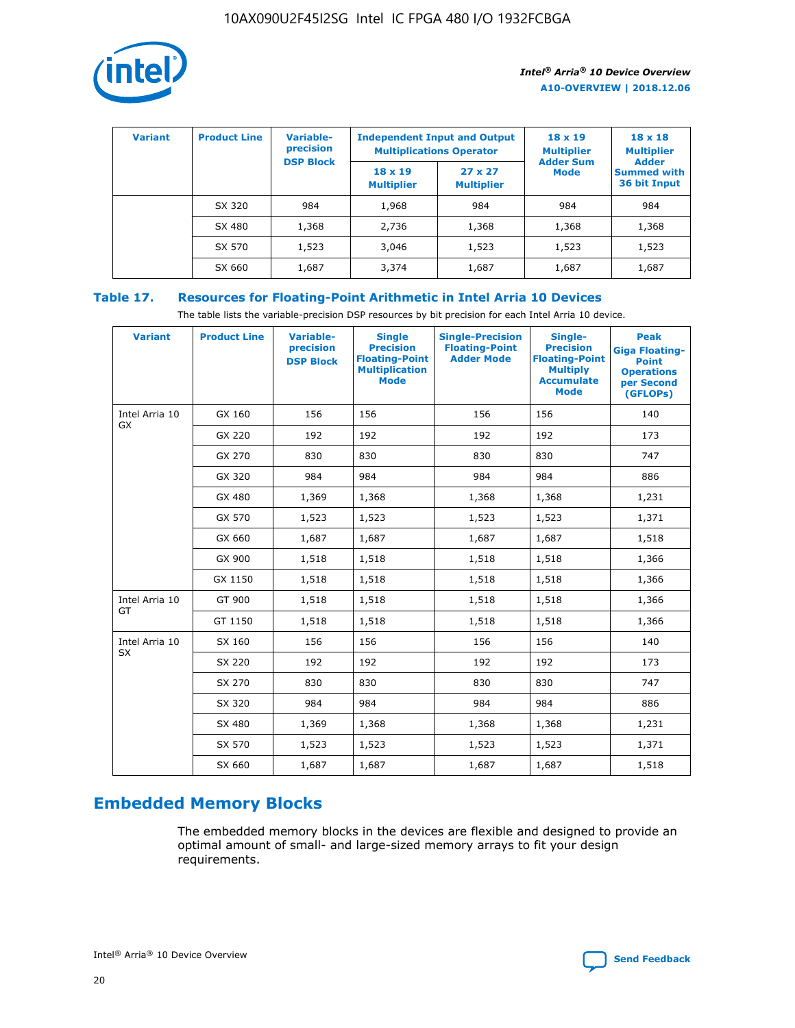| Variant | Product Line | Variable-precision DSP Block | Independent Input and Output Multiplications Operator | | 18 x 19 Multiplier Adder Sum Mode | 18 x 18 Multiplier Adder Summed with 36 bit Input |
|---|---|---|---|---|---|---|
| | | | 18 x 19 Multiplier | 27 x 27 Multiplier | | |
| | SX 320 | 984 | 1,968 | 984 | 984 | 984 |
| | SX 480 | 1,368 | 2,736 | 1,368 | 1,368 | 1,368 |
| | SX 570 | 1,523 | 3,046 | 1,523 | 1,523 | 1,523 |
| | SX 660 | 1,687 | 3,374 | 1,687 | 1,687 | 1,687 |

**Table 17. Resources for Floating-Point Arithmetic in Intel Arria 10 Devices**

The table lists the variable-precision DSP resources by bit precision for each Intel Arria 10 device.

| Variant | Product Line | Variable-precision DSP Block | Single Precision Floating-Point Multiplication Mode | Single-Precision Floating-Point Adder Mode | Single-Precision Floating-Point Multiply Accumulate Mode | Peak Giga Floating-Point Operations per Second (GFLOPs) |
|---|---|---|---|---|---|---|
| Intel Arria 10 GX | GX 160 | 156 | 156 | 156 | 156 | 140 |
| | GX 220 | 192 | 192 | 192 | 192 | 173 |
| | GX 270 | 830 | 830 | 830 | 830 | 747 |
| | GX 320 | 984 | 984 | 984 | 984 | 886 |
| | GX 480 | 1,369 | 1,368 | 1,368 | 1,368 | 1,231 |
| | GX 570 | 1,523 | 1,523 | 1,523 | 1,523 | 1,371 |
| | GX 660 | 1,687 | 1,687 | 1,687 | 1,687 | 1,518 |
| | GX 900 | 1,518 | 1,518 | 1,518 | 1,518 | 1,366 |
| | GX 1150 | 1,518 | 1,518 | 1,518 | 1,518 | 1,366 |
| Intel Arria 10 GT | GT 900 | 1,518 | 1,518 | 1,518 | 1,518 | 1,366 |
| | GT 1150 | 1,518 | 1,518 | 1,518 | 1,518 | 1,366 |
| Intel Arria 10 SX | SX 160 | 156 | 156 | 156 | 156 | 140 |
| | SX 220 | 192 | 192 | 192 | 192 | 173 |
| | SX 270 | 830 | 830 | 830 | 830 | 747 |
| | SX 320 | 984 | 984 | 984 | 984 | 886 |
| | SX 480 | 1,369 | 1,368 | 1,368 | 1,368 | 1,231 |
| | SX 570 | 1,523 | 1,523 | 1,523 | 1,523 | 1,371 |
| | SX 660 | 1,687 | 1,687 | 1,687 | 1,687 | 1,518 |

## Embedded Memory Blocks

The embedded memory blocks in the devices are flexible and designed to provide an optimal amount of small- and large-sized memory arrays to fit your design requirements.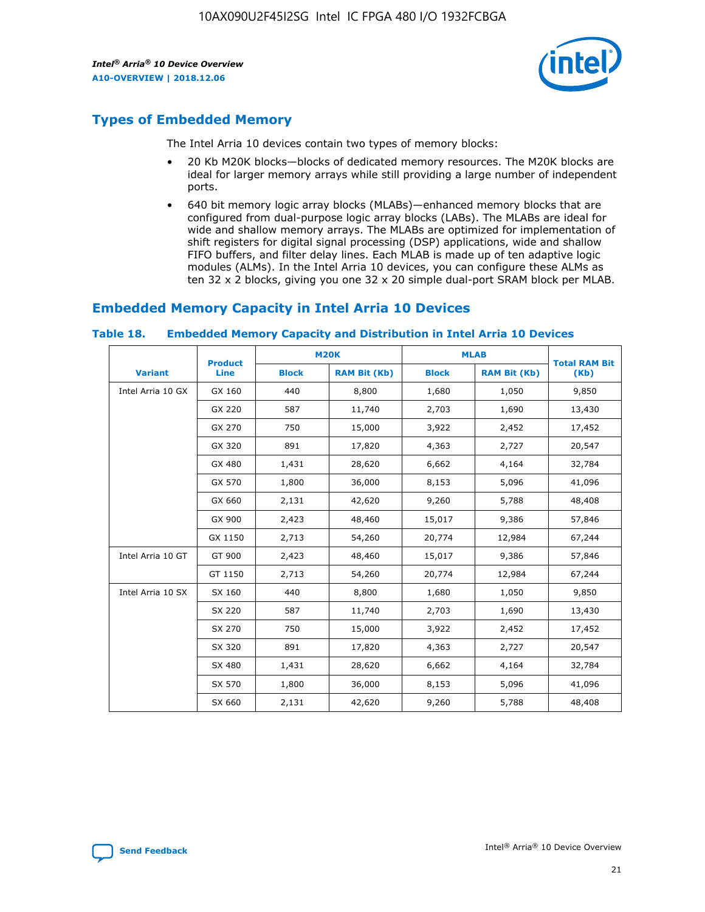## Types of Embedded Memory

The Intel Arria 10 devices contain two types of memory blocks:

- 20 Kb M20K blocks—blocks of dedicated memory resources. The M20K blocks are ideal for larger memory arrays while still providing a large number of independent ports.
- 640 bit memory logic array blocks (MLABs)—enhanced memory blocks that are configured from dual-purpose logic array blocks (LABs). The MLABs are ideal for wide and shallow memory arrays. The MLABs are optimized for implementation of shift registers for digital signal processing (DSP) applications, wide and shallow FIFO buffers, and filter delay lines. Each MLAB is made up of ten adaptive logic modules (ALMs). In the Intel Arria 10 devices, you can configure these ALMs as ten 32 x 2 blocks, giving you one 32 x 20 simple dual-port SRAM block per MLAB.

## Embedded Memory Capacity in Intel Arria 10 Devices

### Table 18. Embedded Memory Capacity and Distribution in Intel Arria 10 Devices

| Variant | Product Line | M20K | | MLAB | | Total RAM Bit (Kb) |
|---|---|---|---|---|---|---|
| | | Block | RAM Bit (Kb) | Block | RAM Bit (Kb) | |
| Intel Arria 10 GX | GX 160 | 440 | 8,800 | 1,680 | 1,050 | 9,850 |
| | GX 220 | 587 | 11,740 | 2,703 | 1,690 | 13,430 |
| | GX 270 | 750 | 15,000 | 3,922 | 2,452 | 17,452 |
| | GX 320 | 891 | 17,820 | 4,363 | 2,727 | 20,547 |
| | GX 480 | 1,431 | 28,620 | 6,662 | 4,164 | 32,784 |
| | GX 570 | 1,800 | 36,000 | 8,153 | 5,096 | 41,096 |
| | GX 660 | 2,131 | 42,620 | 9,260 | 5,788 | 48,408 |
| | GX 900 | 2,423 | 48,460 | 15,017 | 9,386 | 57,846 |
| | GX 1150 | 2,713 | 54,260 | 20,774 | 12,984 | 67,244 |
| Intel Arria 10 GT | GT 900 | 2,423 | 48,460 | 15,017 | 9,386 | 57,846 |
| | GT 1150 | 2,713 | 54,260 | 20,774 | 12,984 | 67,244 |
| Intel Arria 10 SX | SX 160 | 440 | 8,800 | 1,680 | 1,050 | 9,850 |
| | SX 220 | 587 | 11,740 | 2,703 | 1,690 | 13,430 |
| | SX 270 | 750 | 15,000 | 3,922 | 2,452 | 17,452 |
| | SX 320 | 891 | 17,820 | 4,363 | 2,727 | 20,547 |
| | SX 480 | 1,431 | 28,620 | 6,662 | 4,164 | 32,784 |
| | SX 570 | 1,800 | 36,000 | 8,153 | 5,096 | 41,096 |
| | SX 660 | 2,131 | 42,620 | 9,260 | 5,788 | 48,408 |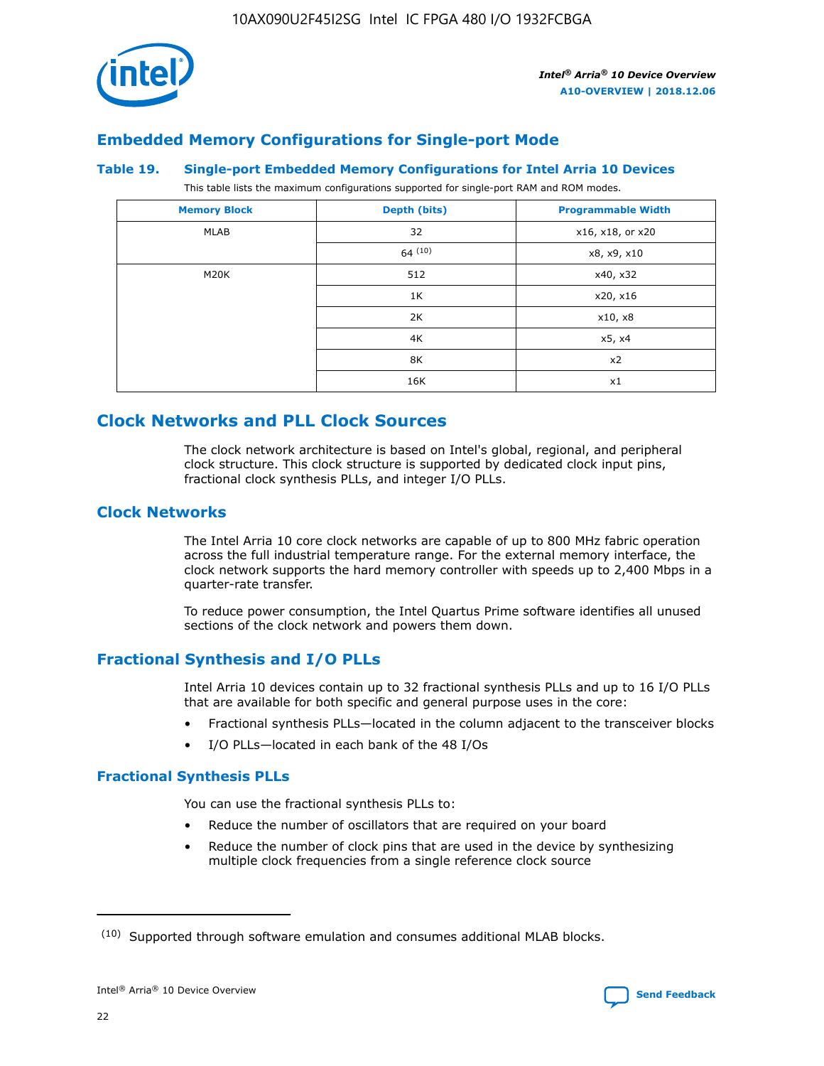## Embedded Memory Configurations for Single-port Mode

**Table 19. Single-port Embedded Memory Configurations for Intel Arria 10 Devices**

This table lists the maximum configurations supported for single-port RAM and ROM modes.

| Memory Block | Depth (bits) | Programmable Width |
|---|---|---|
| MLAB | 32 | x16, x18, or x20 |
| | 64 [10] | x8, x9, x10 |
| M20K | 512 | x40, x32 |
| | 1K | x20, x16 |
| | 2K | x10, x8 |
| | 4K | x5, x4 |
| | 8K | x2 |
| | 16K | x1 |

## Clock Networks and PLL Clock Sources

The clock network architecture is based on Intel's global, regional, and peripheral clock structure. This clock structure is supported by dedicated clock input pins, fractional clock synthesis PLLs, and integer I/O PLLs.

## Clock Networks

The Intel Arria 10 core clock networks are capable of up to 800 MHz fabric operation across the full industrial temperature range. For the external memory interface, the clock network supports the hard memory controller with speeds up to 2,400 Mbps in a quarter-rate transfer.

To reduce power consumption, the Intel Quartus Prime software identifies all unused sections of the clock network and powers them down.

## Fractional Synthesis and I/O PLLs

Intel Arria 10 devices contain up to 32 fractional synthesis PLLs and up to 16 I/O PLLs that are available for both specific and general purpose uses in the core:

- Fractional synthesis PLLs—located in the column adjacent to the transceiver blocks
- I/O PLLs—located in each bank of the 48 I/Os

### Fractional Synthesis PLLs

You can use the fractional synthesis PLLs to:

- Reduce the number of oscillators that are required on your board
- Reduce the number of clock pins that are used in the device by synthesizing multiple clock frequencies from a single reference clock source

(10) Supported through software emulation and consumes additional MLAB blocks.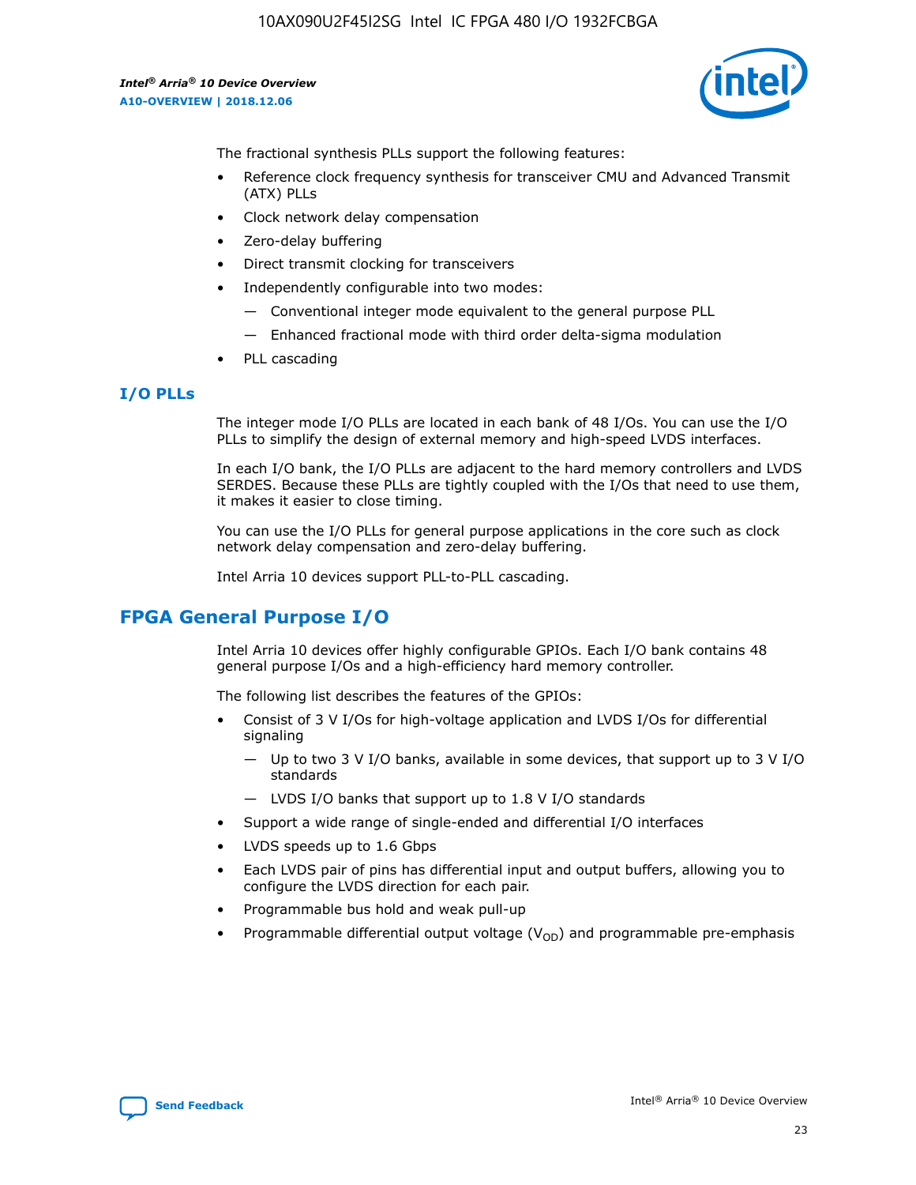The fractional synthesis PLLs support the following features:

- Reference clock frequency synthesis for transceiver CMU and Advanced Transmit (ATX) PLLs
- Clock network delay compensation
- Zero-delay buffering
- Direct transmit clocking for transceivers
- Independently configurable into two modes:
  - — Conventional integer mode equivalent to the general purpose PLL
  - — Enhanced fractional mode with third order delta-sigma modulation
- PLL cascading

### I/O PLLs

The integer mode I/O PLLs are located in each bank of 48 I/Os. You can use the I/O PLLs to simplify the design of external memory and high-speed LVDS interfaces.

In each I/O bank, the I/O PLLs are adjacent to the hard memory controllers and LVDS SERDES. Because these PLLs are tightly coupled with the I/Os that need to use them, it makes it easier to close timing.

You can use the I/O PLLs for general purpose applications in the core such as clock network delay compensation and zero-delay buffering.

Intel Arria 10 devices support PLL-to-PLL cascading.

## FPGA General Purpose I/O

Intel Arria 10 devices offer highly configurable GPIOs. Each I/O bank contains 48 general purpose I/Os and a high-efficiency hard memory controller.

The following list describes the features of the GPIOs:

- Consist of 3 V I/Os for high-voltage application and LVDS I/Os for differential signaling
  - — Up to two 3 V I/O banks, available in some devices, that support up to 3 V I/O standards
  - — LVDS I/O banks that support up to 1.8 V I/O standards
- Support a wide range of single-ended and differential I/O interfaces
- LVDS speeds up to 1.6 Gbps
- Each LVDS pair of pins has differential input and output buffers, allowing you to configure the LVDS direction for each pair.
- Programmable bus hold and weak pull-up
- Programmable differential output voltage ($V_{OD}$) and programmable pre-emphasis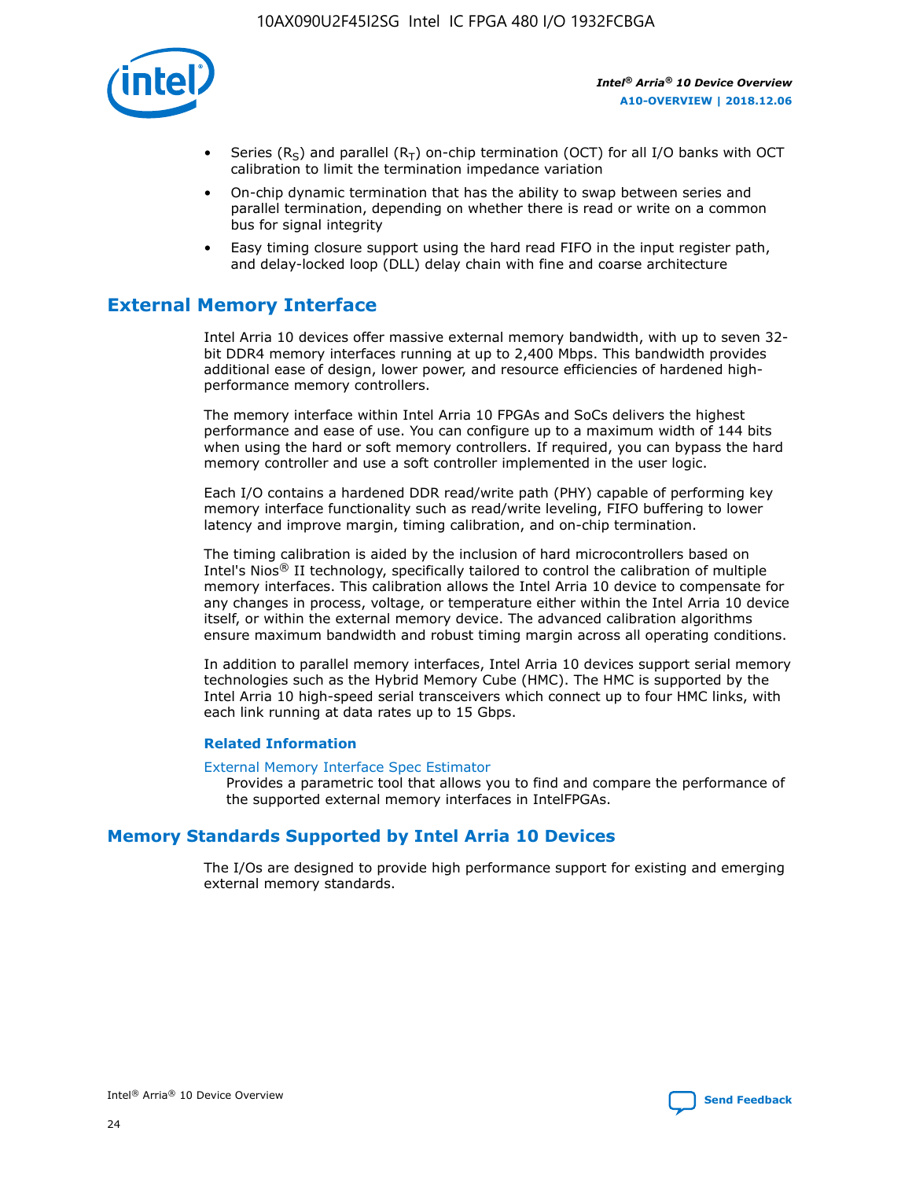- Series ($R_S$) and parallel ($R_T$) on-chip termination (OCT) for all I/O banks with OCT calibration to limit the termination impedance variation
- On-chip dynamic termination that has the ability to swap between series and parallel termination, depending on whether there is read or write on a common bus for signal integrity
- Easy timing closure support using the hard read FIFO in the input register path, and delay-locked loop (DLL) delay chain with fine and coarse architecture

## External Memory Interface

Intel Arria 10 devices offer massive external memory bandwidth, with up to seven 32-bit DDR4 memory interfaces running at up to 2,400 Mbps. This bandwidth provides additional ease of design, lower power, and resource efficiencies of hardened high-performance memory controllers.

The memory interface within Intel Arria 10 FPGAs and SoCs delivers the highest performance and ease of use. You can configure up to a maximum width of 144 bits when using the hard or soft memory controllers. If required, you can bypass the hard memory controller and use a soft controller implemented in the user logic.

Each I/O contains a hardened DDR read/write path (PHY) capable of performing key memory interface functionality such as read/write leveling, FIFO buffering to lower latency and improve margin, timing calibration, and on-chip termination.

The timing calibration is aided by the inclusion of hard microcontrollers based on Intel's Nios® II technology, specifically tailored to control the calibration of multiple memory interfaces. This calibration allows the Intel Arria 10 device to compensate for any changes in process, voltage, or temperature either within the Intel Arria 10 device itself, or within the external memory device. The advanced calibration algorithms ensure maximum bandwidth and robust timing margin across all operating conditions.

In addition to parallel memory interfaces, Intel Arria 10 devices support serial memory technologies such as the Hybrid Memory Cube (HMC). The HMC is supported by the Intel Arria 10 high-speed serial transceivers which connect up to four HMC links, with each link running at data rates up to 15 Gbps.

#### Related Information

External Memory Interface Spec Estimator
Provides a parametric tool that allows you to find and compare the performance of the supported external memory interfaces in IntelFPGAs.

## Memory Standards Supported by Intel Arria 10 Devices

The I/Os are designed to provide high performance support for existing and emerging external memory standards.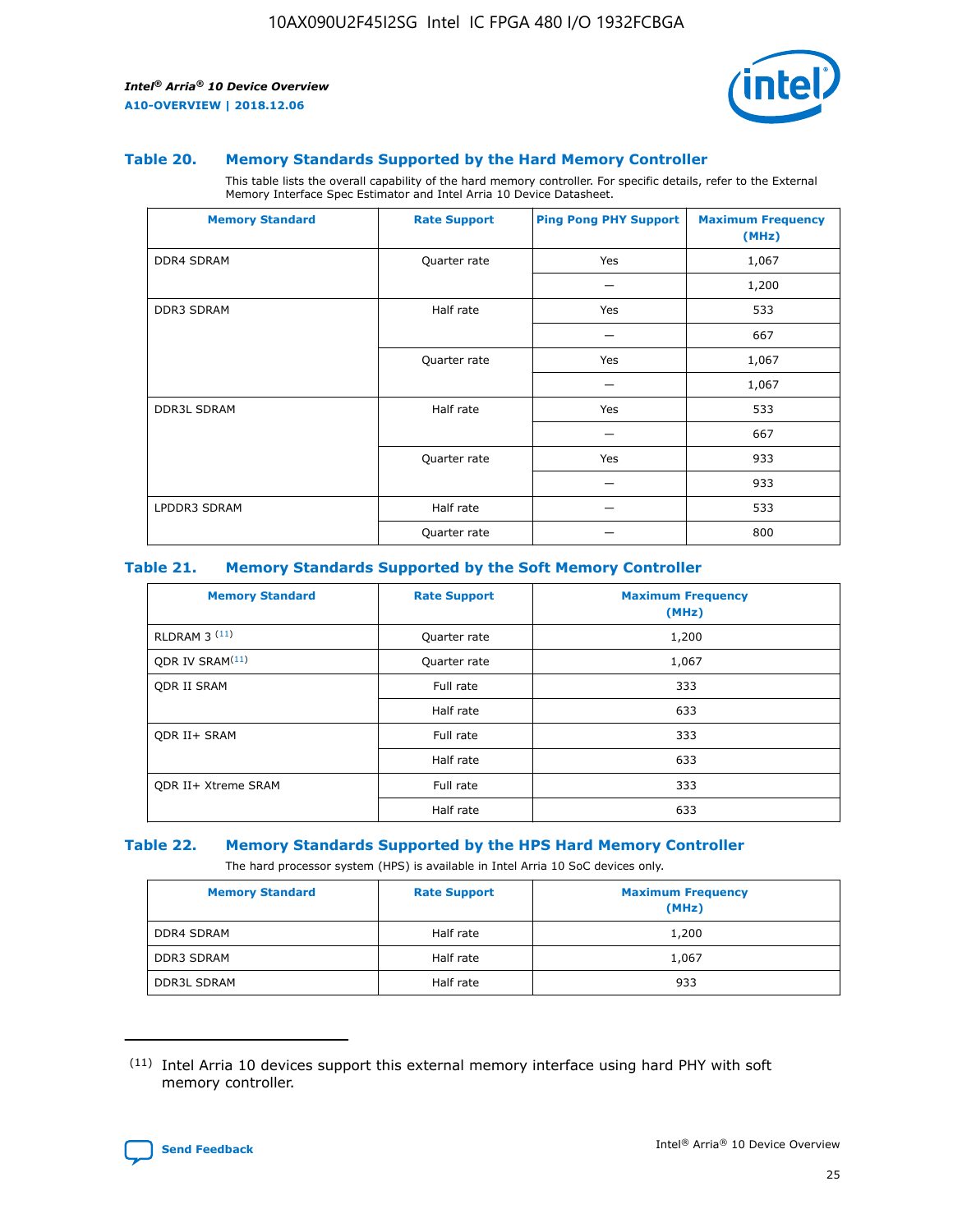### Table 20. Memory Standards Supported by the Hard Memory Controller

This table lists the overall capability of the hard memory controller. For specific details, refer to the External Memory Interface Spec Estimator and Intel Arria 10 Device Datasheet.

| Memory Standard | Rate Support | Ping Pong PHY Support | Maximum Frequency (MHz) |
|---|---|---|---|
| DDR4 SDRAM | Quarter rate | Yes | 1,067 |
| | | — | 1,200 |
| DDR3 SDRAM | Half rate | Yes | 533 |
| | | — | 667 |
| | Quarter rate | Yes | 1,067 |
| | | — | 1,067 |
| DDR3L SDRAM | Half rate | Yes | 533 |
| | | — | 667 |
| | Quarter rate | Yes | 933 |
| | | — | 933 |
| LPDDR3 SDRAM | Half rate | — | 533 |
| | Quarter rate | — | 800 |

### Table 21. Memory Standards Supported by the Soft Memory Controller

| Memory Standard | Rate Support | Maximum Frequency (MHz) |
|---|---|---|
| RLDRAM 3 [11] | Quarter rate | 1,200 |
| QDR IV SRAM[11] | Quarter rate | 1,067 |
| QDR II SRAM | Full rate | 333 |
| | Half rate | 633 |
| QDR II+ SRAM | Full rate | 333 |
| | Half rate | 633 |
| QDR II+ Xtreme SRAM | Full rate | 333 |
| | Half rate | 633 |

### Table 22. Memory Standards Supported by the HPS Hard Memory Controller

The hard processor system (HPS) is available in Intel Arria 10 SoC devices only.

| Memory Standard | Rate Support | Maximum Frequency (MHz) |
|---|---|---|
| DDR4 SDRAM | Half rate | 1,200 |
| DDR3 SDRAM | Half rate | 1,067 |
| DDR3L SDRAM | Half rate | 933 |

[11] Intel Arria 10 devices support this external memory interface using hard PHY with soft memory controller.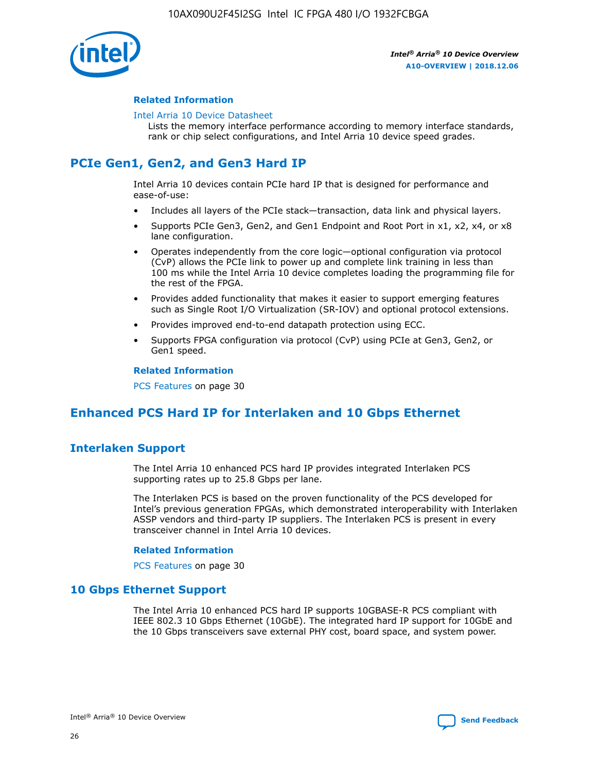#### Related Information

Intel Arria 10 Device Datasheet

Lists the memory interface performance according to memory interface standards, rank or chip select configurations, and Intel Arria 10 device speed grades.

## PCIe Gen1, Gen2, and Gen3 Hard IP

Intel Arria 10 devices contain PCIe hard IP that is designed for performance and ease-of-use:

- Includes all layers of the PCIe stack—transaction, data link and physical layers.
- Supports PCIe Gen3, Gen2, and Gen1 Endpoint and Root Port in x1, x2, x4, or x8 lane configuration.
- Operates independently from the core logic—optional configuration via protocol (CvP) allows the PCIe link to power up and complete link training in less than 100 ms while the Intel Arria 10 device completes loading the programming file for the rest of the FPGA.
- Provides added functionality that makes it easier to support emerging features such as Single Root I/O Virtualization (SR-IOV) and optional protocol extensions.
- Provides improved end-to-end datapath protection using ECC.
- Supports FPGA configuration via protocol (CvP) using PCIe at Gen3, Gen2, or Gen1 speed.

#### Related Information

PCS Features on page 30

## Enhanced PCS Hard IP for Interlaken and 10 Gbps Ethernet

### Interlaken Support

The Intel Arria 10 enhanced PCS hard IP provides integrated Interlaken PCS supporting rates up to 25.8 Gbps per lane.

The Interlaken PCS is based on the proven functionality of the PCS developed for Intel's previous generation FPGAs, which demonstrated interoperability with Interlaken ASSP vendors and third-party IP suppliers. The Interlaken PCS is present in every transceiver channel in Intel Arria 10 devices.

#### Related Information

PCS Features on page 30

### 10 Gbps Ethernet Support

The Intel Arria 10 enhanced PCS hard IP supports 10GBASE-R PCS compliant with IEEE 802.3 10 Gbps Ethernet (10GbE). The integrated hard IP support for 10GbE and the 10 Gbps transceivers save external PHY cost, board space, and system power.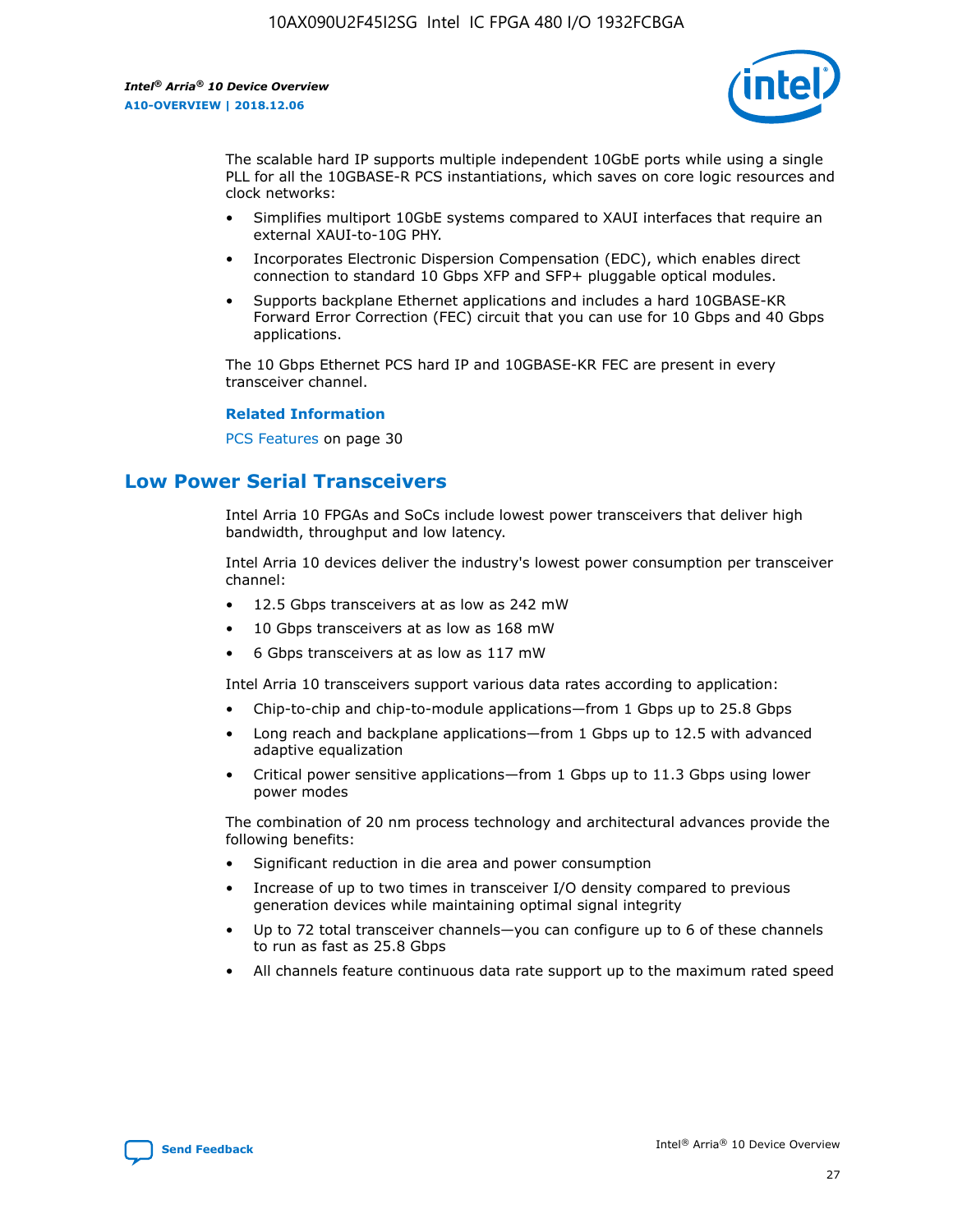The scalable hard IP supports multiple independent 10GbE ports while using a single PLL for all the 10GBASE-R PCS instantiations, which saves on core logic resources and clock networks:

- Simplifies multiport 10GbE systems compared to XAUI interfaces that require an external XAUI-to-10G PHY.
- Incorporates Electronic Dispersion Compensation (EDC), which enables direct connection to standard 10 Gbps XFP and SFP+ pluggable optical modules.
- Supports backplane Ethernet applications and includes a hard 10GBASE-KR Forward Error Correction (FEC) circuit that you can use for 10 Gbps and 40 Gbps applications.

The 10 Gbps Ethernet PCS hard IP and 10GBASE-KR FEC are present in every transceiver channel.

**Related Information**

PCS Features on page 30

## Low Power Serial Transceivers

Intel Arria 10 FPGAs and SoCs include lowest power transceivers that deliver high bandwidth, throughput and low latency.

Intel Arria 10 devices deliver the industry's lowest power consumption per transceiver channel:

- 12.5 Gbps transceivers at as low as 242 mW
- 10 Gbps transceivers at as low as 168 mW
- 6 Gbps transceivers at as low as 117 mW

Intel Arria 10 transceivers support various data rates according to application:

- Chip-to-chip and chip-to-module applications—from 1 Gbps up to 25.8 Gbps
- Long reach and backplane applications—from 1 Gbps up to 12.5 with advanced adaptive equalization
- Critical power sensitive applications—from 1 Gbps up to 11.3 Gbps using lower power modes

The combination of 20 nm process technology and architectural advances provide the following benefits:

- Significant reduction in die area and power consumption
- Increase of up to two times in transceiver I/O density compared to previous generation devices while maintaining optimal signal integrity
- Up to 72 total transceiver channels—you can configure up to 6 of these channels to run as fast as 25.8 Gbps
- All channels feature continuous data rate support up to the maximum rated speed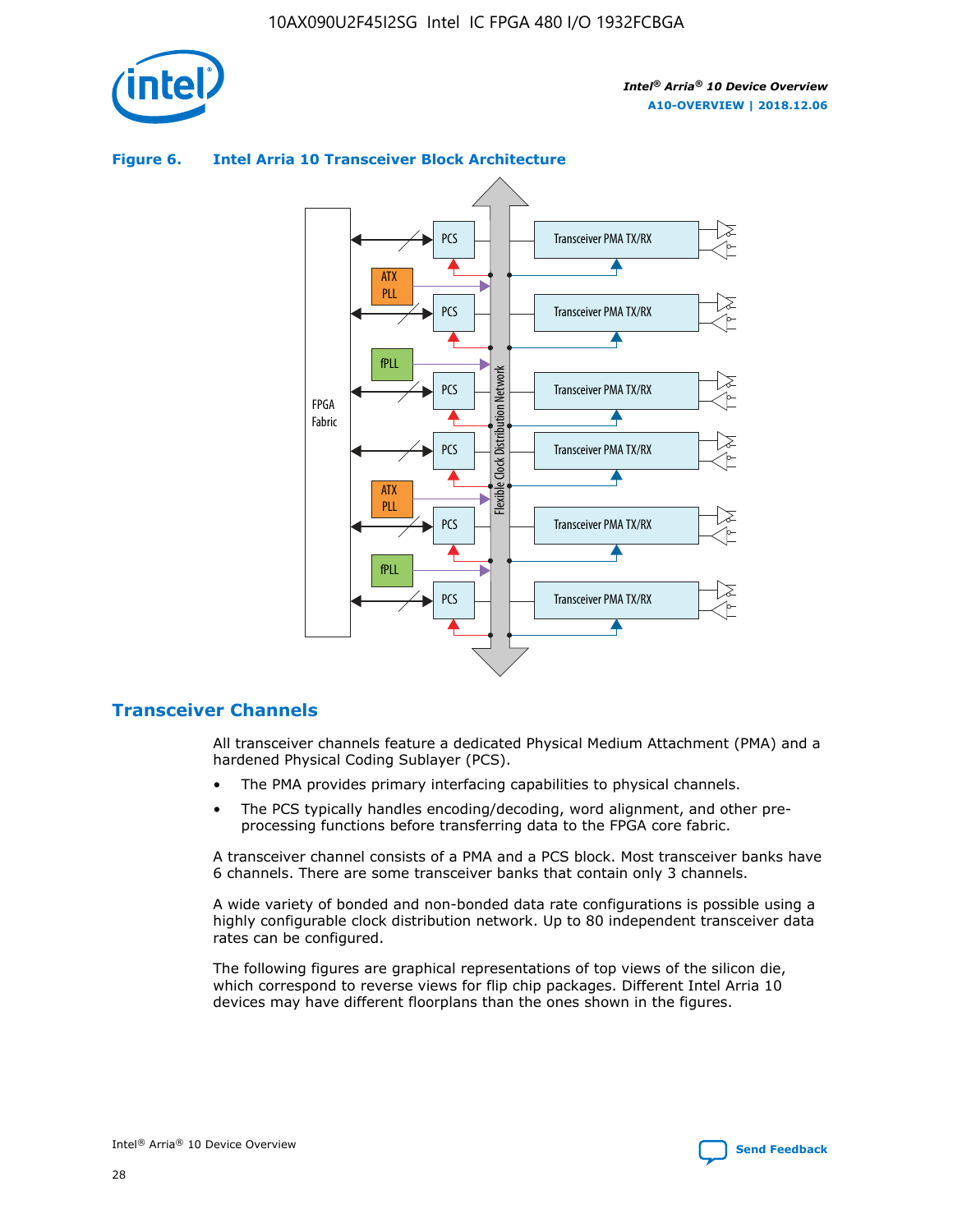**Figure 6. Intel Arria 10 Transceiver Block Architecture**

## Transceiver Channels

All transceiver channels feature a dedicated Physical Medium Attachment (PMA) and a hardened Physical Coding Sublayer (PCS).

- The PMA provides primary interfacing capabilities to physical channels.
- The PCS typically handles encoding/decoding, word alignment, and other pre-processing functions before transferring data to the FPGA core fabric.

A transceiver channel consists of a PMA and a PCS block. Most transceiver banks have 6 channels. There are some transceiver banks that contain only 3 channels.

A wide variety of bonded and non-bonded data rate configurations is possible using a highly configurable clock distribution network. Up to 80 independent transceiver data rates can be configured.

The following figures are graphical representations of top views of the silicon die, which correspond to reverse views for flip chip packages. Different Intel Arria 10 devices may have different floorplans than the ones shown in the figures.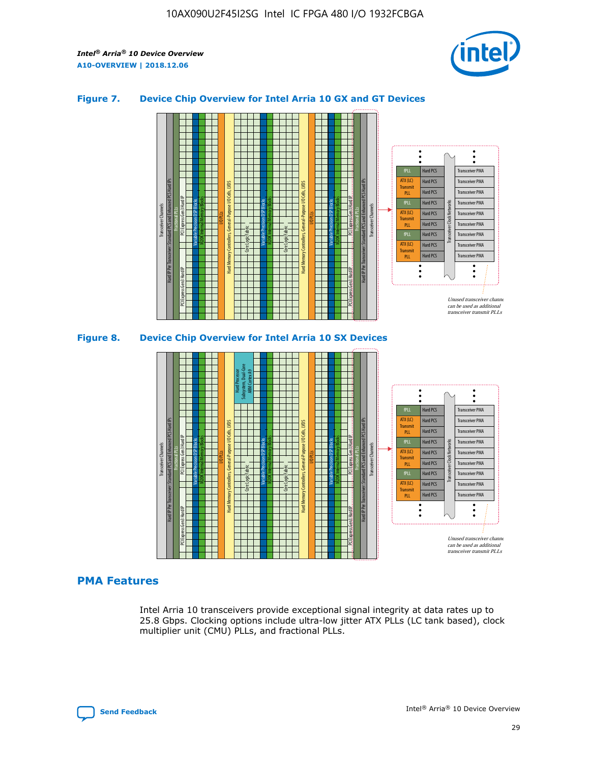**Figure 7. Device Chip Overview for Intel Arria 10 GX and GT Devices**

**Figure 8. Device Chip Overview for Intel Arria 10 SX Devices**

## PMA Features

Intel Arria 10 transceivers provide exceptional signal integrity at data rates up to 25.8 Gbps. Clocking options include ultra-low jitter ATX PLLs (LC tank based), clock multiplier unit (CMU) PLLs, and fractional PLLs.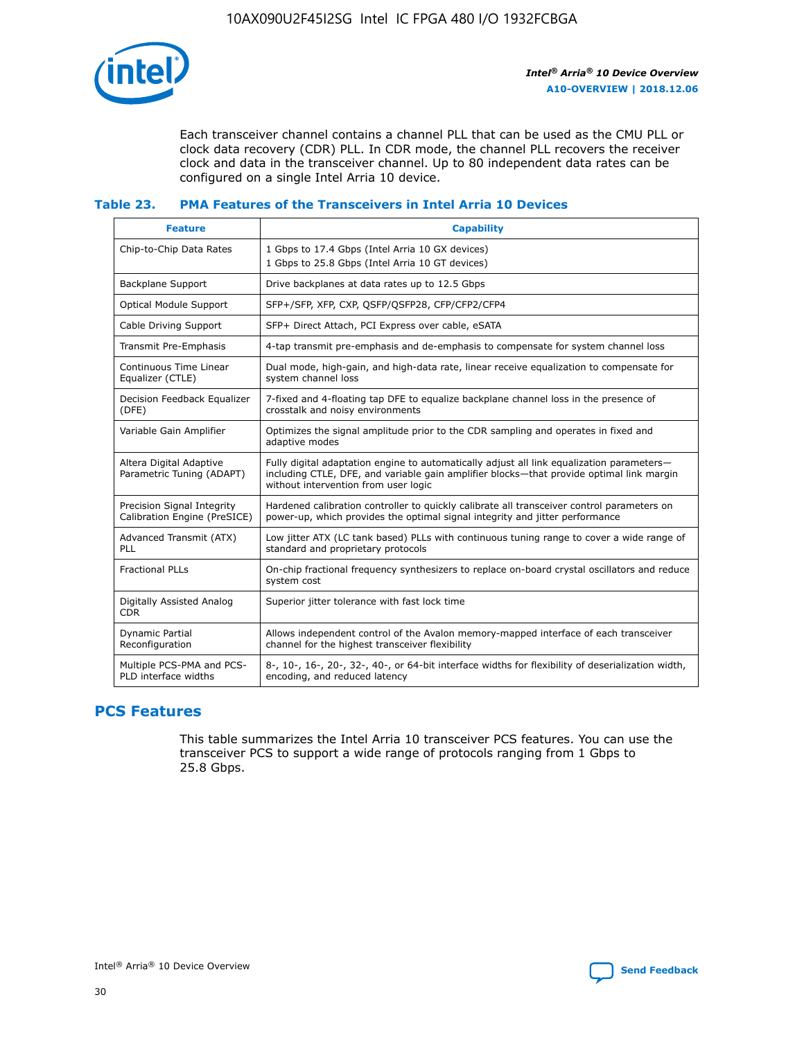Each transceiver channel contains a channel PLL that can be used as the CMU PLL or clock data recovery (CDR) PLL. In CDR mode, the channel PLL recovers the receiver clock and data in the transceiver channel. Up to 80 independent data rates can be configured on a single Intel Arria 10 device.

### Table 23. PMA Features of the Transceivers in Intel Arria 10 Devices

| Feature | Capability |
|---|---|
| Chip-to-Chip Data Rates | 1 Gbps to 17.4 Gbps (Intel Arria 10 GX devices)<br>1 Gbps to 25.8 Gbps (Intel Arria 10 GT devices) |
| Backplane Support | Drive backplanes at data rates up to 12.5 Gbps |
| Optical Module Support | SFP+/SFP, XFP, CXP, QSFP/QSFP28, CFP/CFP2/CFP4 |
| Cable Driving Support | SFP+ Direct Attach, PCI Express over cable, eSATA |
| Transmit Pre-Emphasis | 4-tap transmit pre-emphasis and de-emphasis to compensate for system channel loss |
| Continuous Time Linear Equalizer (CTLE) | Dual mode, high-gain, and high-data rate, linear receive equalization to compensate for system channel loss |
| Decision Feedback Equalizer (DFE) | 7-fixed and 4-floating tap DFE to equalize backplane channel loss in the presence of crosstalk and noisy environments |
| Variable Gain Amplifier | Optimizes the signal amplitude prior to the CDR sampling and operates in fixed and adaptive modes |
| Altera Digital Adaptive Parametric Tuning (ADAPT) | Fully digital adaptation engine to automatically adjust all link equalization parameters—including CTLE, DFE, and variable gain amplifier blocks—that provide optimal link margin without intervention from user logic |
| Precision Signal Integrity Calibration Engine (PreSICE) | Hardened calibration controller to quickly calibrate all transceiver control parameters on power-up, which provides the optimal signal integrity and jitter performance |
| Advanced Transmit (ATX) PLL | Low jitter ATX (LC tank based) PLLs with continuous tuning range to cover a wide range of standard and proprietary protocols |
| Fractional PLLs | On-chip fractional frequency synthesizers to replace on-board crystal oscillators and reduce system cost |
| Digitally Assisted Analog CDR | Superior jitter tolerance with fast lock time |
| Dynamic Partial Reconfiguration | Allows independent control of the Avalon memory-mapped interface of each transceiver channel for the highest transceiver flexibility |
| Multiple PCS-PMA and PCS-PLD interface widths | 8-, 10-, 16-, 20-, 32-, 40-, or 64-bit interface widths for flexibility of deserialization width, encoding, and reduced latency |

## PCS Features

This table summarizes the Intel Arria 10 transceiver PCS features. You can use the transceiver PCS to support a wide range of protocols ranging from 1 Gbps to 25.8 Gbps.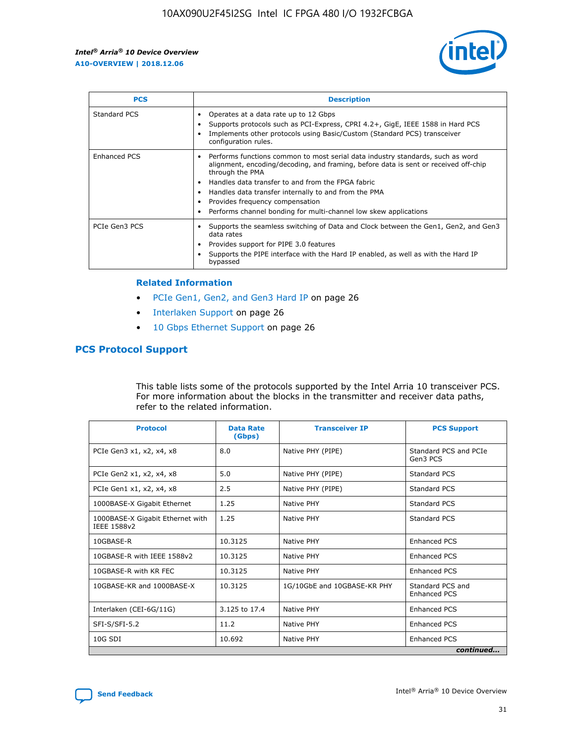| PCS | Description |
| --- | --- |
| Standard PCS | • Operates at a data rate up to 12 Gbps<br>• Supports protocols such as PCI-Express, CPRI 4.2+, GigE, IEEE 1588 in Hard PCS<br>• Implements other protocols using Basic/Custom (Standard PCS) transceiver configuration rules. |
| Enhanced PCS | • Performs functions common to most serial data industry standards, such as word alignment, encoding/decoding, and framing, before data is sent or received off-chip through the PMA<br>• Handles data transfer to and from the FPGA fabric<br>• Handles data transfer internally to and from the PMA<br>• Provides frequency compensation<br>• Performs channel bonding for multi-channel low skew applications |
| PCIe Gen3 PCS | • Supports the seamless switching of Data and Clock between the Gen1, Gen2, and Gen3 data rates<br>• Provides support for PIPE 3.0 features<br>• Supports the PIPE interface with the Hard IP enabled, as well as with the Hard IP bypassed |

### Related Information

- PCIe Gen1, Gen2, and Gen3 Hard IP on page 26
- Interlaken Support on page 26
- 10 Gbps Ethernet Support on page 26

## PCS Protocol Support

This table lists some of the protocols supported by the Intel Arria 10 transceiver PCS. For more information about the blocks in the transmitter and receiver data paths, refer to the related information.

| Protocol | Data Rate (Gbps) | Transceiver IP | PCS Support |
| --- | --- | --- | --- |
| PCIe Gen3 x1, x2, x4, x8 | 8.0 | Native PHY (PIPE) | Standard PCS and PCIe Gen3 PCS |
| PCIe Gen2 x1, x2, x4, x8 | 5.0 | Native PHY (PIPE) | Standard PCS |
| PCIe Gen1 x1, x2, x4, x8 | 2.5 | Native PHY (PIPE) | Standard PCS |
| 1000BASE-X Gigabit Ethernet | 1.25 | Native PHY | Standard PCS |
| 1000BASE-X Gigabit Ethernet with IEEE 1588v2 | 1.25 | Native PHY | Standard PCS |
| 10GBASE-R | 10.3125 | Native PHY | Enhanced PCS |
| 10GBASE-R with IEEE 1588v2 | 10.3125 | Native PHY | Enhanced PCS |
| 10GBASE-R with KR FEC | 10.3125 | Native PHY | Enhanced PCS |
| 10GBASE-KR and 1000BASE-X | 10.3125 | 1G/10GbE and 10GBASE-KR PHY | Standard PCS and Enhanced PCS |
| Interlaken (CEI-6G/11G) | 3.125 to 17.4 | Native PHY | Enhanced PCS |
| SFI-S/SFI-5.2 | 11.2 | Native PHY | Enhanced PCS |
| 10G SDI | 10.692 | Native PHY | Enhanced PCS |

*continued...*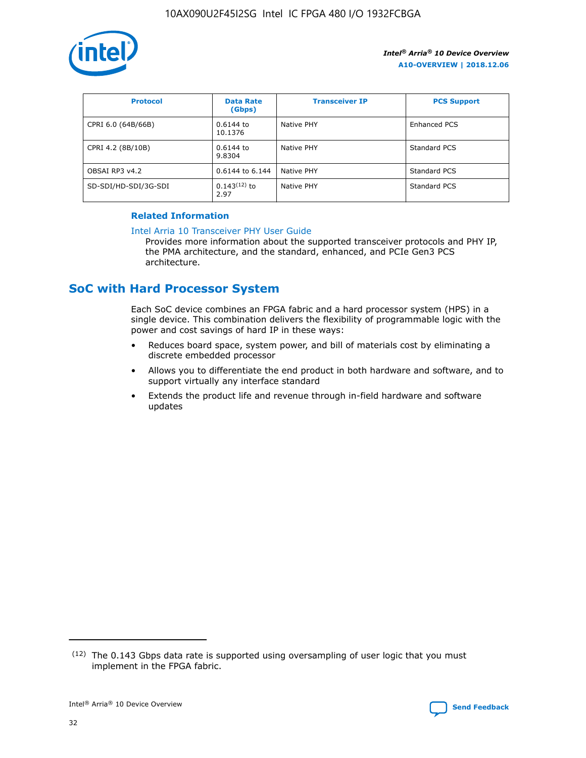| Protocol | Data Rate (Gbps) | Transceiver IP | PCS Support |
|---|---|---|---|
| CPRI 6.0 (64B/66B) | 0.6144 to 10.1376 | Native PHY | Enhanced PCS |
| CPRI 4.2 (8B/10B) | 0.6144 to 9.8304 | Native PHY | Standard PCS |
| OBSAI RP3 v4.2 | 0.6144 to 6.144 | Native PHY | Standard PCS |
| SD-SDI/HD-SDI/3G-SDI | 0.143[12] to 2.97 | Native PHY | Standard PCS |

**Related Information**

Intel Arria 10 Transceiver PHY User Guide
Provides more information about the supported transceiver protocols and PHY IP, the PMA architecture, and the standard, enhanced, and PCIe Gen3 PCS architecture.

## SoC with Hard Processor System

Each SoC device combines an FPGA fabric and a hard processor system (HPS) in a single device. This combination delivers the flexibility of programmable logic with the power and cost savings of hard IP in these ways:

- Reduces board space, system power, and bill of materials cost by eliminating a discrete embedded processor
- Allows you to differentiate the end product in both hardware and software, and to support virtually any interface standard
- Extends the product life and revenue through in-field hardware and software updates

[12] The 0.143 Gbps data rate is supported using oversampling of user logic that you must implement in the FPGA fabric.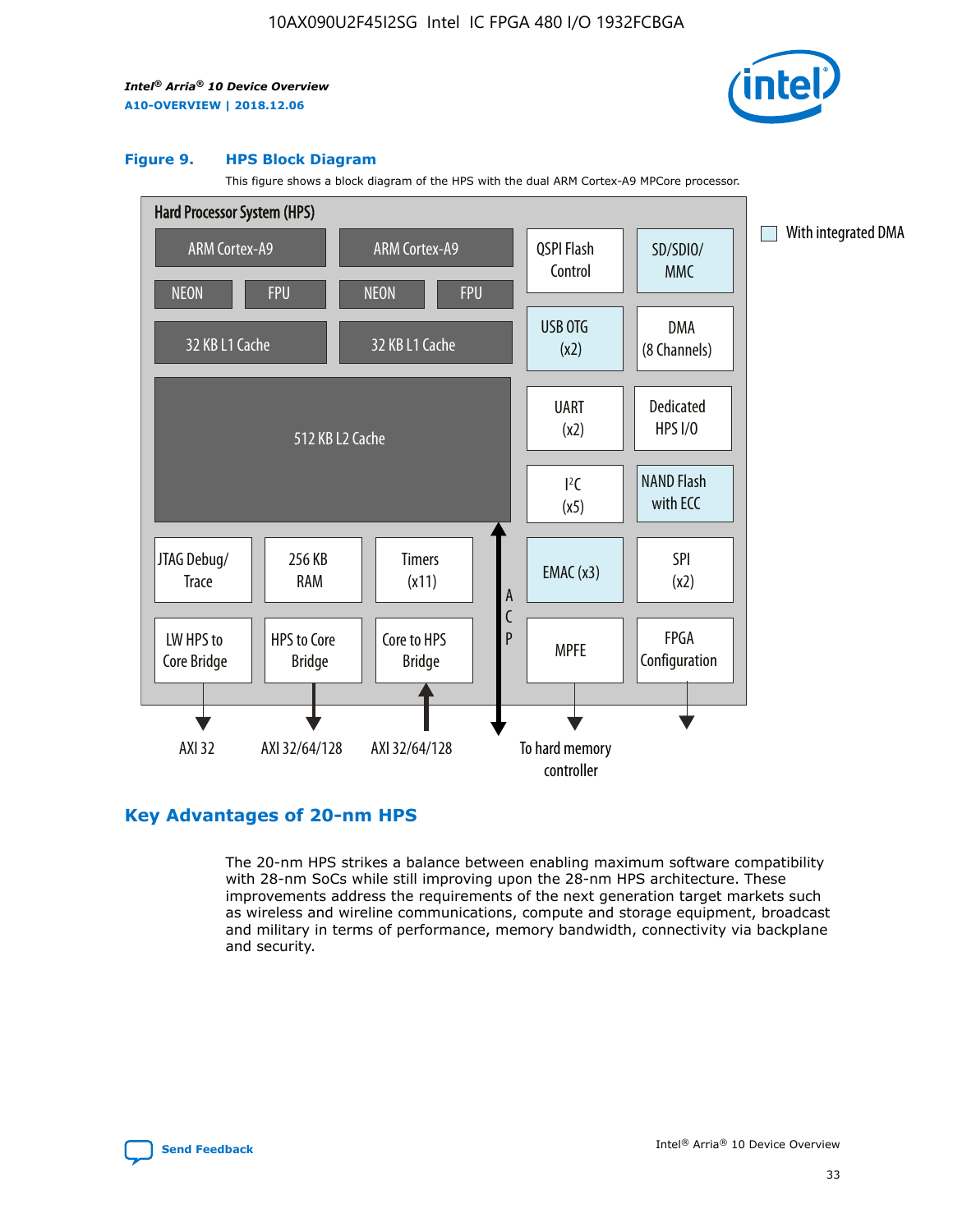**Figure 9. HPS Block Diagram**

This figure shows a block diagram of the HPS with the dual ARM Cortex-A9 MPCore processor.

Hard Processor System (HPS)

- ARM Cortex-A9 / NEON / FPU / 32 KB L1 Cache
- ARM Cortex-A9 / NEON / FPU / 32 KB L1 Cache
- 512 KB L2 Cache
- QSPI Flash Control
- SD/SDIO/MMC
- USB OTG (x2)
- DMA (8 Channels)
- UART (x2)
- Dedicated HPS I/O
- $I^2C$ (x5)
- NAND Flash with ECC
- JTAG Debug/Trace
- 256 KB RAM
- Timers (x11)
- EMAC (x3)
- SPI (x2)
- LW HPS to Core Bridge
- HPS to Core Bridge
- Core to HPS Bridge
- ACP
- MPFE
- FPGA Configuration

With integrated DMA

AXI 32 | AXI 32/64/128 | AXI 32/64/128 | To hard memory controller

## Key Advantages of 20-nm HPS

The 20-nm HPS strikes a balance between enabling maximum software compatibility with 28-nm SoCs while still improving upon the 28-nm HPS architecture. These improvements address the requirements of the next generation target markets such as wireless and wireline communications, compute and storage equipment, broadcast and military in terms of performance, memory bandwidth, connectivity via backplane and security.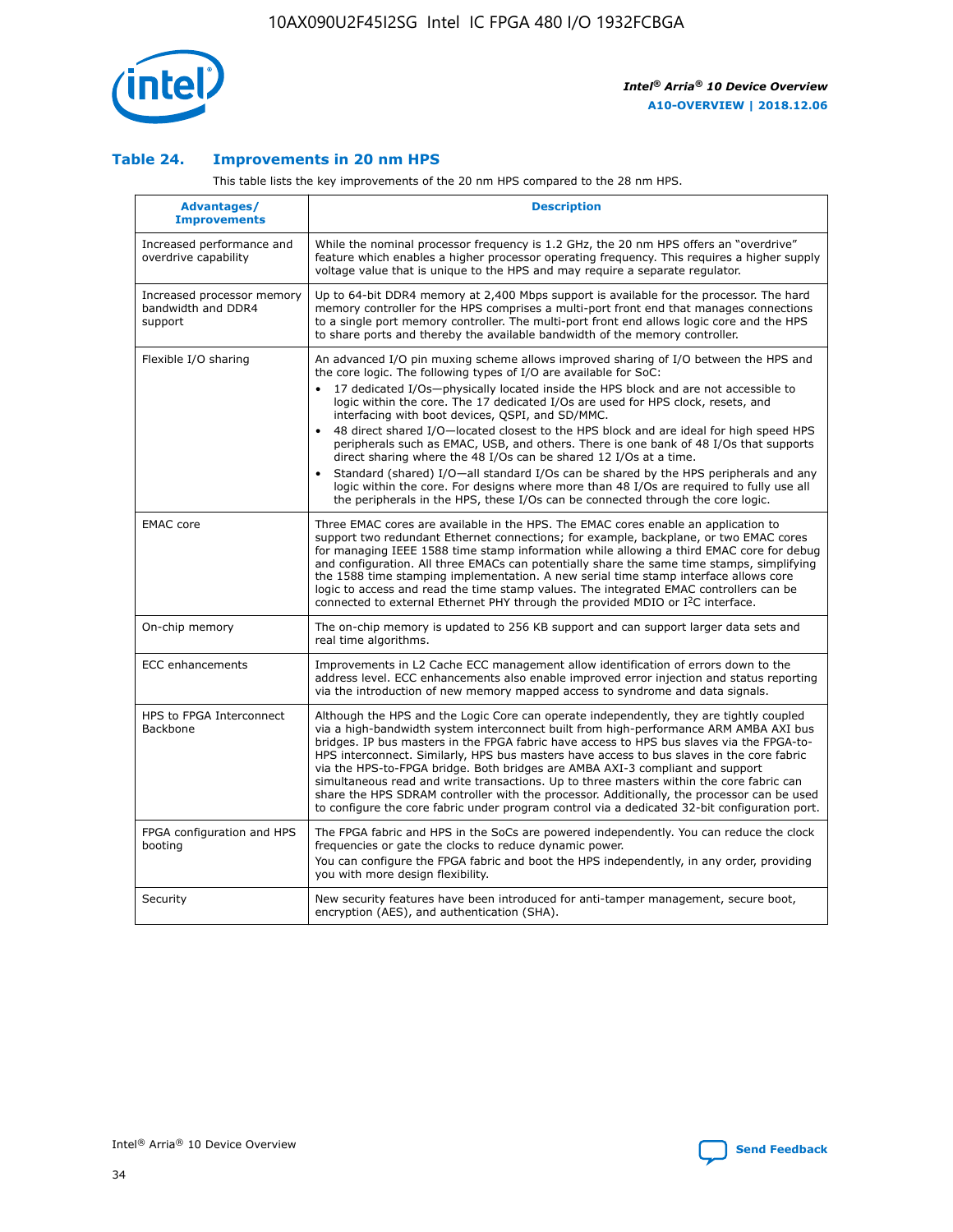### Table 24. Improvements in 20 nm HPS

This table lists the key improvements of the 20 nm HPS compared to the 28 nm HPS.

| Advantages/ Improvements | Description |
|---|---|
| Increased performance and overdrive capability | While the nominal processor frequency is 1.2 GHz, the 20 nm HPS offers an "overdrive" feature which enables a higher processor operating frequency. This requires a higher supply voltage value that is unique to the HPS and may require a separate regulator. |
| Increased processor memory bandwidth and DDR4 support | Up to 64-bit DDR4 memory at 2,400 Mbps support is available for the processor. The hard memory controller for the HPS comprises a multi-port front end that manages connections to a single port memory controller. The multi-port front end allows logic core and the HPS to share ports and thereby the available bandwidth of the memory controller. |
| Flexible I/O sharing | An advanced I/O pin muxing scheme allows improved sharing of I/O between the HPS and the core logic. The following types of I/O are available for SoC:<br>• 17 dedicated I/Os—physically located inside the HPS block and are not accessible to logic within the core. The 17 dedicated I/Os are used for HPS clock, resets, and interfacing with boot devices, QSPI, and SD/MMC.<br>• 48 direct shared I/O—located closest to the HPS block and are ideal for high speed HPS peripherals such as EMAC, USB, and others. There is one bank of 48 I/Os that supports direct sharing where the 48 I/Os can be shared 12 I/Os at a time.<br>• Standard (shared) I/O—all standard I/Os can be shared by the HPS peripherals and any logic within the core. For designs where more than 48 I/Os are required to fully use all the peripherals in the HPS, these I/Os can be connected through the core logic. |
| EMAC core | Three EMAC cores are available in the HPS. The EMAC cores enable an application to support two redundant Ethernet connections; for example, backplane, or two EMAC cores for managing IEEE 1588 time stamp information while allowing a third EMAC core for debug and configuration. All three EMACs can potentially share the same time stamps, simplifying the 1588 time stamping implementation. A new serial time stamp interface allows core logic to access and read the time stamp values. The integrated EMAC controllers can be connected to external Ethernet PHY through the provided MDIO or I2C interface. |
| On-chip memory | The on-chip memory is updated to 256 KB support and can support larger data sets and real time algorithms. |
| ECC enhancements | Improvements in L2 Cache ECC management allow identification of errors down to the address level. ECC enhancements also enable improved error injection and status reporting via the introduction of new memory mapped access to syndrome and data signals. |
| HPS to FPGA Interconnect Backbone | Although the HPS and the Logic Core can operate independently, they are tightly coupled via a high-bandwidth system interconnect built from high-performance ARM AMBA AXI bus bridges. IP bus masters in the FPGA fabric have access to HPS bus slaves via the FPGA-to-HPS interconnect. Similarly, HPS bus masters have access to bus slaves in the core fabric via the HPS-to-FPGA bridge. Both bridges are AMBA AXI-3 compliant and support simultaneous read and write transactions. Up to three masters within the core fabric can share the HPS SDRAM controller with the processor. Additionally, the processor can be used to configure the core fabric under program control via a dedicated 32-bit configuration port. |
| FPGA configuration and HPS booting | The FPGA fabric and HPS in the SoCs are powered independently. You can reduce the clock frequencies or gate the clocks to reduce dynamic power.<br>You can configure the FPGA fabric and boot the HPS independently, in any order, providing you with more design flexibility. |
| Security | New security features have been introduced for anti-tamper management, secure boot, encryption (AES), and authentication (SHA). |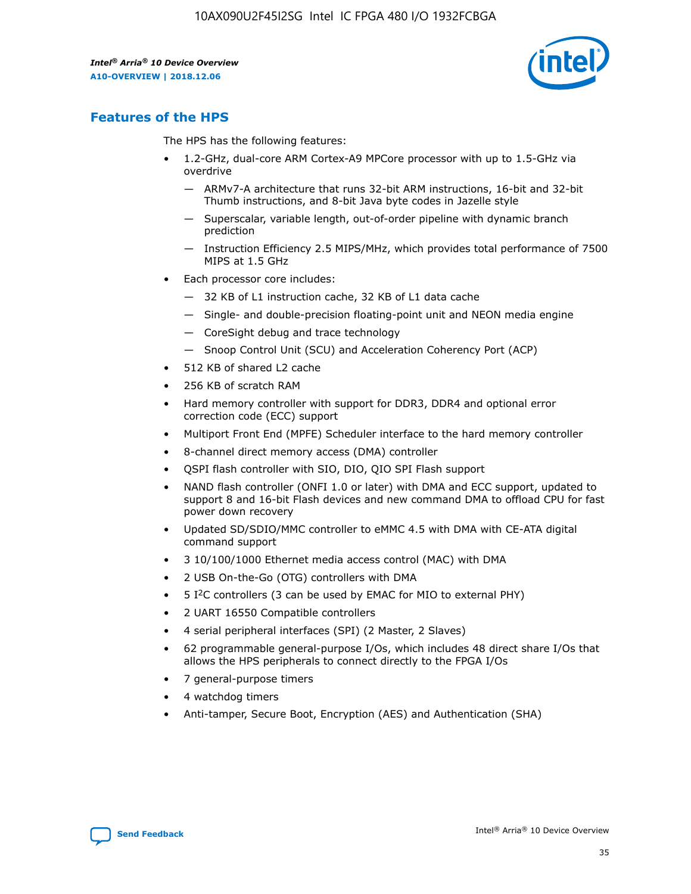## Features of the HPS

The HPS has the following features:

- 1.2-GHz, dual-core ARM Cortex-A9 MPCore processor with up to 1.5-GHz via overdrive
  - — ARMv7-A architecture that runs 32-bit ARM instructions, 16-bit and 32-bit Thumb instructions, and 8-bit Java byte codes in Jazelle style
  - — Superscalar, variable length, out-of-order pipeline with dynamic branch prediction
  - — Instruction Efficiency 2.5 MIPS/MHz, which provides total performance of 7500 MIPS at 1.5 GHz
- Each processor core includes:
  - — 32 KB of L1 instruction cache, 32 KB of L1 data cache
  - — Single- and double-precision floating-point unit and NEON media engine
  - — CoreSight debug and trace technology
  - — Snoop Control Unit (SCU) and Acceleration Coherency Port (ACP)
- 512 KB of shared L2 cache
- 256 KB of scratch RAM
- Hard memory controller with support for DDR3, DDR4 and optional error correction code (ECC) support
- Multiport Front End (MPFE) Scheduler interface to the hard memory controller
- 8-channel direct memory access (DMA) controller
- QSPI flash controller with SIO, DIO, QIO SPI Flash support
- NAND flash controller (ONFI 1.0 or later) with DMA and ECC support, updated to support 8 and 16-bit Flash devices and new command DMA to offload CPU for fast power down recovery
- Updated SD/SDIO/MMC controller to eMMC 4.5 with DMA with CE-ATA digital command support
- 3 10/100/1000 Ethernet media access control (MAC) with DMA
- 2 USB On-the-Go (OTG) controllers with DMA
- 5 I²C controllers (3 can be used by EMAC for MIO to external PHY)
- 2 UART 16550 Compatible controllers
- 4 serial peripheral interfaces (SPI) (2 Master, 2 Slaves)
- 62 programmable general-purpose I/Os, which includes 48 direct share I/Os that allows the HPS peripherals to connect directly to the FPGA I/Os
- 7 general-purpose timers
- 4 watchdog timers
- Anti-tamper, Secure Boot, Encryption (AES) and Authentication (SHA)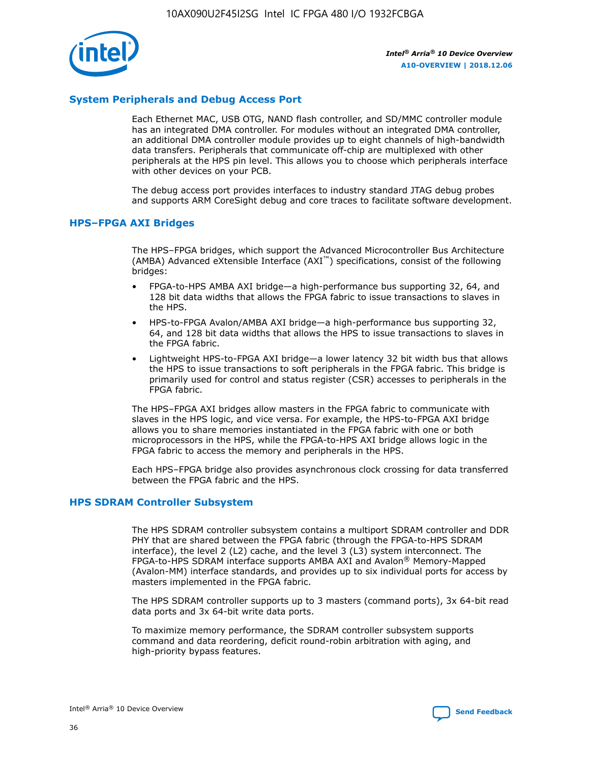## System Peripherals and Debug Access Port

Each Ethernet MAC, USB OTG, NAND flash controller, and SD/MMC controller module has an integrated DMA controller. For modules without an integrated DMA controller, an additional DMA controller module provides up to eight channels of high-bandwidth data transfers. Peripherals that communicate off-chip are multiplexed with other peripherals at the HPS pin level. This allows you to choose which peripherals interface with other devices on your PCB.

The debug access port provides interfaces to industry standard JTAG debug probes and supports ARM CoreSight debug and core traces to facilitate software development.

## HPS–FPGA AXI Bridges

The HPS–FPGA bridges, which support the Advanced Microcontroller Bus Architecture (AMBA) Advanced eXtensible Interface (AXI™) specifications, consist of the following bridges:

- FPGA-to-HPS AMBA AXI bridge—a high-performance bus supporting 32, 64, and 128 bit data widths that allows the FPGA fabric to issue transactions to slaves in the HPS.
- HPS-to-FPGA Avalon/AMBA AXI bridge—a high-performance bus supporting 32, 64, and 128 bit data widths that allows the HPS to issue transactions to slaves in the FPGA fabric.
- Lightweight HPS-to-FPGA AXI bridge—a lower latency 32 bit width bus that allows the HPS to issue transactions to soft peripherals in the FPGA fabric. This bridge is primarily used for control and status register (CSR) accesses to peripherals in the FPGA fabric.

The HPS–FPGA AXI bridges allow masters in the FPGA fabric to communicate with slaves in the HPS logic, and vice versa. For example, the HPS-to-FPGA AXI bridge allows you to share memories instantiated in the FPGA fabric with one or both microprocessors in the HPS, while the FPGA-to-HPS AXI bridge allows logic in the FPGA fabric to access the memory and peripherals in the HPS.

Each HPS–FPGA bridge also provides asynchronous clock crossing for data transferred between the FPGA fabric and the HPS.

## HPS SDRAM Controller Subsystem

The HPS SDRAM controller subsystem contains a multiport SDRAM controller and DDR PHY that are shared between the FPGA fabric (through the FPGA-to-HPS SDRAM interface), the level 2 (L2) cache, and the level 3 (L3) system interconnect. The FPGA-to-HPS SDRAM interface supports AMBA AXI and Avalon® Memory-Mapped (Avalon-MM) interface standards, and provides up to six individual ports for access by masters implemented in the FPGA fabric.

The HPS SDRAM controller supports up to 3 masters (command ports), 3x 64-bit read data ports and 3x 64-bit write data ports.

To maximize memory performance, the SDRAM controller subsystem supports command and data reordering, deficit round-robin arbitration with aging, and high-priority bypass features.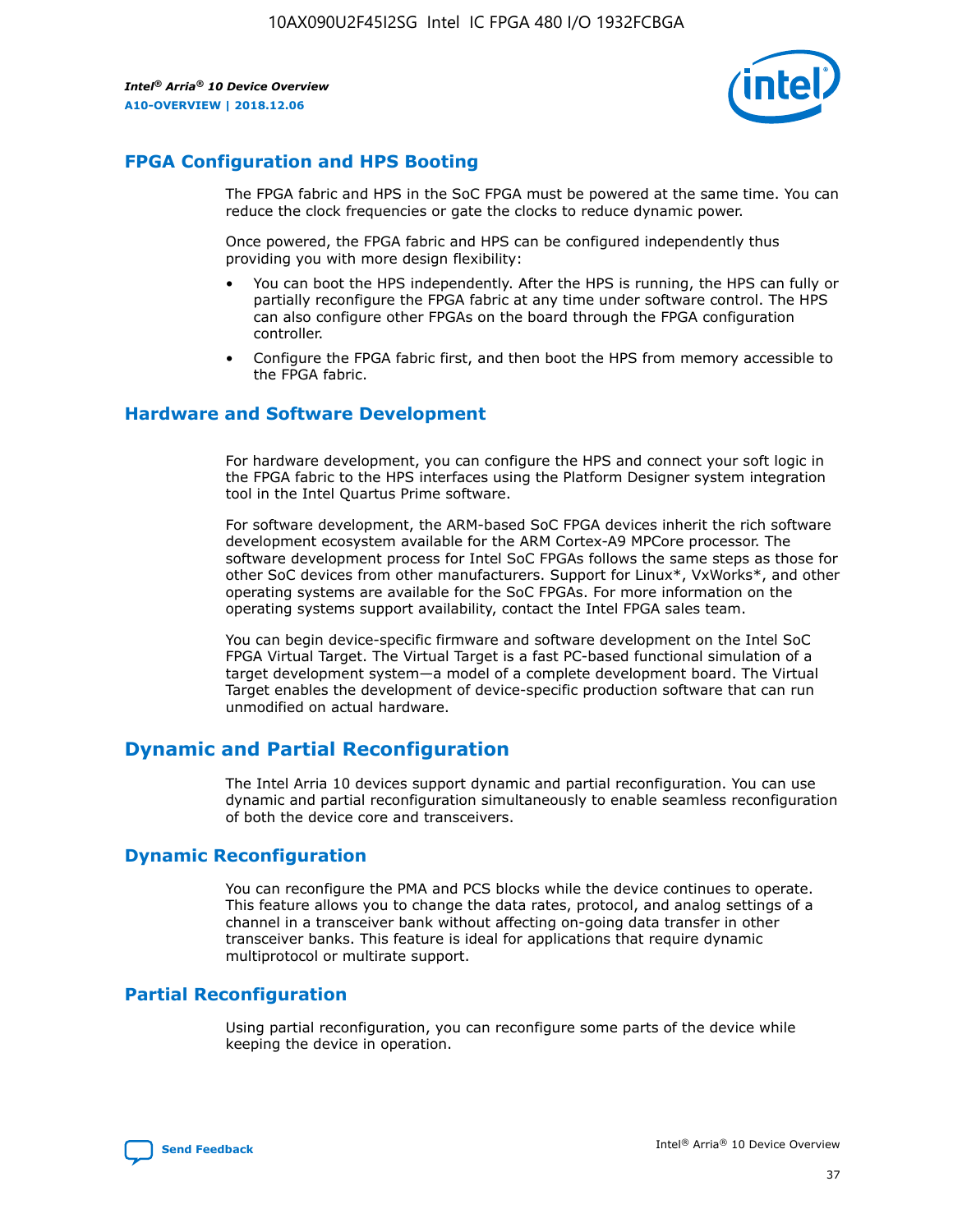## FPGA Configuration and HPS Booting

The FPGA fabric and HPS in the SoC FPGA must be powered at the same time. You can reduce the clock frequencies or gate the clocks to reduce dynamic power.

Once powered, the FPGA fabric and HPS can be configured independently thus providing you with more design flexibility:

- You can boot the HPS independently. After the HPS is running, the HPS can fully or partially reconfigure the FPGA fabric at any time under software control. The HPS can also configure other FPGAs on the board through the FPGA configuration controller.
- Configure the FPGA fabric first, and then boot the HPS from memory accessible to the FPGA fabric.

## Hardware and Software Development

For hardware development, you can configure the HPS and connect your soft logic in the FPGA fabric to the HPS interfaces using the Platform Designer system integration tool in the Intel Quartus Prime software.

For software development, the ARM-based SoC FPGA devices inherit the rich software development ecosystem available for the ARM Cortex-A9 MPCore processor. The software development process for Intel SoC FPGAs follows the same steps as those for other SoC devices from other manufacturers. Support for Linux*, VxWorks*, and other operating systems are available for the SoC FPGAs. For more information on the operating systems support availability, contact the Intel FPGA sales team.

You can begin device-specific firmware and software development on the Intel SoC FPGA Virtual Target. The Virtual Target is a fast PC-based functional simulation of a target development system—a model of a complete development board. The Virtual Target enables the development of device-specific production software that can run unmodified on actual hardware.

# Dynamic and Partial Reconfiguration

The Intel Arria 10 devices support dynamic and partial reconfiguration. You can use dynamic and partial reconfiguration simultaneously to enable seamless reconfiguration of both the device core and transceivers.

## Dynamic Reconfiguration

You can reconfigure the PMA and PCS blocks while the device continues to operate. This feature allows you to change the data rates, protocol, and analog settings of a channel in a transceiver bank without affecting on-going data transfer in other transceiver banks. This feature is ideal for applications that require dynamic multiprotocol or multirate support.

## Partial Reconfiguration

Using partial reconfiguration, you can reconfigure some parts of the device while keeping the device in operation.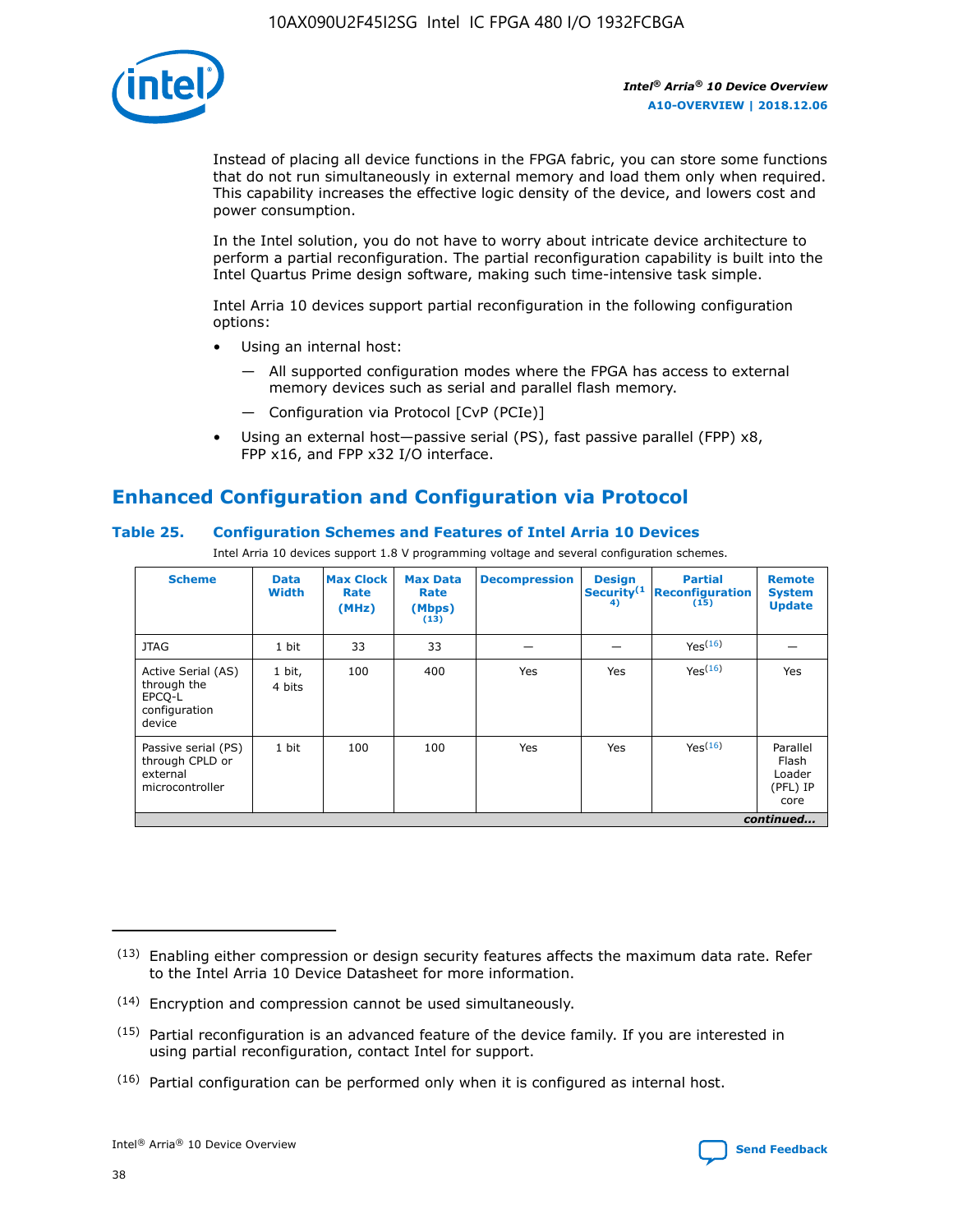Instead of placing all device functions in the FPGA fabric, you can store some functions that do not run simultaneously in external memory and load them only when required. This capability increases the effective logic density of the device, and lowers cost and power consumption.

In the Intel solution, you do not have to worry about intricate device architecture to perform a partial reconfiguration. The partial reconfiguration capability is built into the Intel Quartus Prime design software, making such time-intensive task simple.

Intel Arria 10 devices support partial reconfiguration in the following configuration options:

- Using an internal host:
  - — All supported configuration modes where the FPGA has access to external memory devices such as serial and parallel flash memory.
  - — Configuration via Protocol [CvP (PCIe)]
- Using an external host—passive serial (PS), fast passive parallel (FPP) x8, FPP x16, and FPP x32 I/O interface.

## Enhanced Configuration and Configuration via Protocol

### Table 25. Configuration Schemes and Features of Intel Arria 10 Devices

Intel Arria 10 devices support 1.8 V programming voltage and several configuration schemes.

| Scheme | Data Width | Max Clock Rate (MHz) | Max Data Rate (Mbps) (13) | Decompression | Design Security (14) | Partial Reconfiguration (15) | Remote System Update |
|---|---|---|---|---|---|---|---|
| JTAG | 1 bit | 33 | 33 | — | — | Yes (16) | — |
| Active Serial (AS) through the EPCQ-L configuration device | 1 bit, 4 bits | 100 | 400 | Yes | Yes | Yes (16) | Yes |
| Passive serial (PS) through CPLD or external microcontroller | 1 bit | 100 | 100 | Yes | Yes | Yes (16) | Parallel Flash Loader (PFL) IP core |

*continued...*

(13) Enabling either compression or design security features affects the maximum data rate. Refer to the Intel Arria 10 Device Datasheet for more information.

(14) Encryption and compression cannot be used simultaneously.

(15) Partial reconfiguration is an advanced feature of the device family. If you are interested in using partial reconfiguration, contact Intel for support.

(16) Partial configuration can be performed only when it is configured as internal host.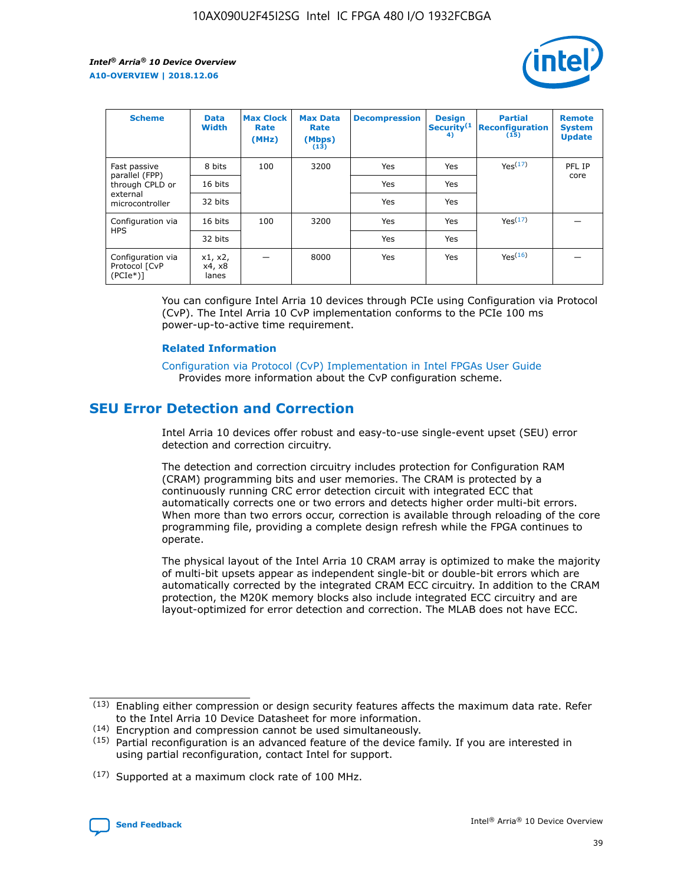| Scheme | Data Width | Max Clock Rate (MHz) | Max Data Rate (Mbps) (13) | Decompression | Design Security(14) | Partial Reconfiguration (15) | Remote System Update |
|---|---|---|---|---|---|---|---|
| Fast passive parallel (FPP) through CPLD or external microcontroller | 8 bits | 100 | 3200 | Yes | Yes | Yes(17) | PFL IP core |
| | 16 bits | | | Yes | Yes | | |
| | 32 bits | | | Yes | Yes | | |
| Configuration via HPS | 16 bits | 100 | 3200 | Yes | Yes | Yes(17) | — |
| | 32 bits | | | Yes | Yes | | |
| Configuration via Protocol [CvP (PCIe*)] | x1, x2, x4, x8 lanes | — | 8000 | Yes | Yes | Yes(16) | — |

You can configure Intel Arria 10 devices through PCIe using Configuration via Protocol (CvP). The Intel Arria 10 CvP implementation conforms to the PCIe 100 ms power-up-to-active time requirement.

### Related Information

Configuration via Protocol (CvP) Implementation in Intel FPGAs User Guide
Provides more information about the CvP configuration scheme.

## SEU Error Detection and Correction

Intel Arria 10 devices offer robust and easy-to-use single-event upset (SEU) error detection and correction circuitry.

The detection and correction circuitry includes protection for Configuration RAM (CRAM) programming bits and user memories. The CRAM is protected by a continuously running CRC error detection circuit with integrated ECC that automatically corrects one or two errors and detects higher order multi-bit errors. When more than two errors occur, correction is available through reloading of the core programming file, providing a complete design refresh while the FPGA continues to operate.

The physical layout of the Intel Arria 10 CRAM array is optimized to make the majority of multi-bit upsets appear as independent single-bit or double-bit errors which are automatically corrected by the integrated CRAM ECC circuitry. In addition to the CRAM protection, the M20K memory blocks also include integrated ECC circuitry and are layout-optimized for error detection and correction. The MLAB does not have ECC.

(13) Enabling either compression or design security features affects the maximum data rate. Refer to the Intel Arria 10 Device Datasheet for more information.

(14) Encryption and compression cannot be used simultaneously.

(15) Partial reconfiguration is an advanced feature of the device family. If you are interested in using partial reconfiguration, contact Intel for support.

(17) Supported at a maximum clock rate of 100 MHz.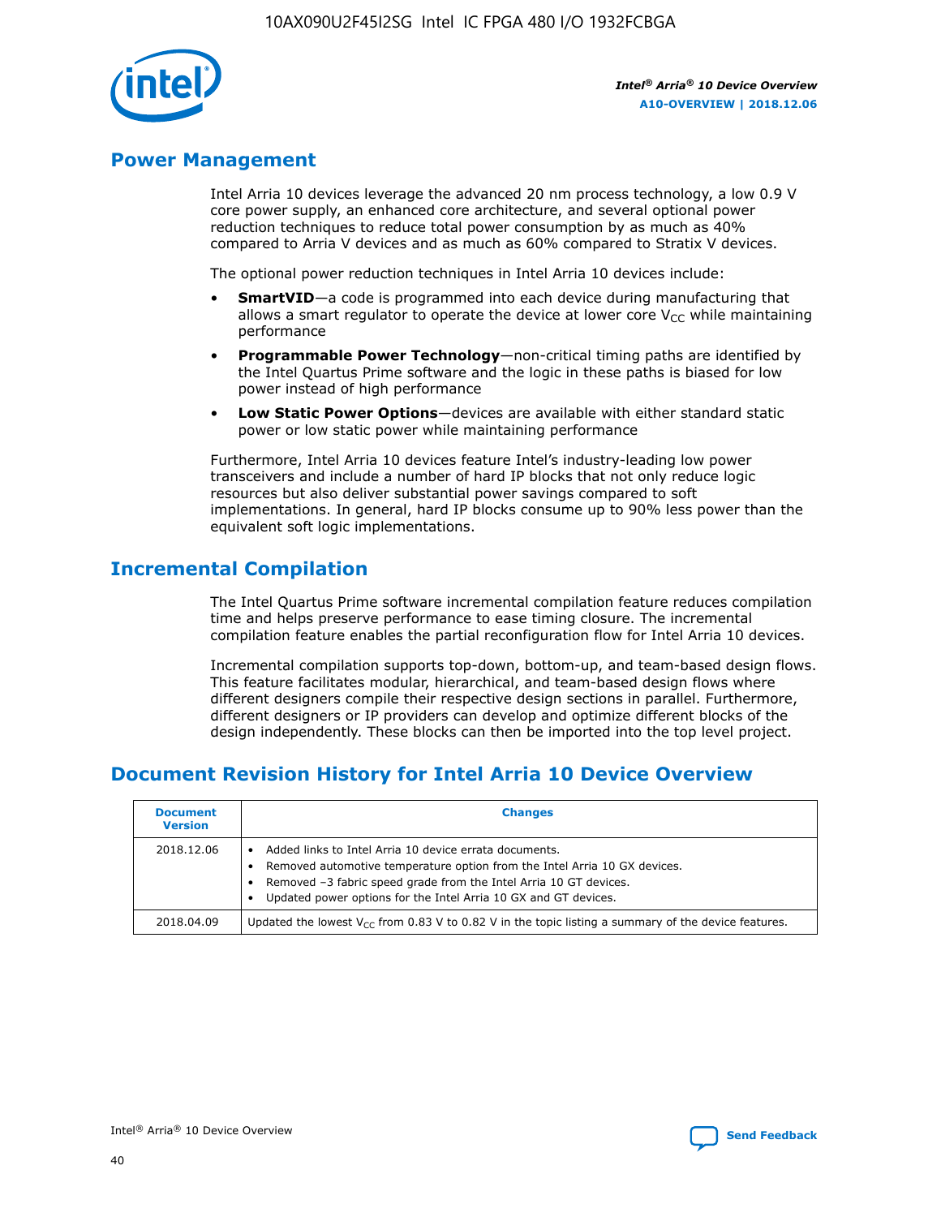## Power Management

Intel Arria 10 devices leverage the advanced 20 nm process technology, a low 0.9 V core power supply, an enhanced core architecture, and several optional power reduction techniques to reduce total power consumption by as much as 40% compared to Arria V devices and as much as 60% compared to Stratix V devices.

The optional power reduction techniques in Intel Arria 10 devices include:

- **SmartVID**—a code is programmed into each device during manufacturing that allows a smart regulator to operate the device at lower core $V_{CC}$ while maintaining performance
- **Programmable Power Technology**—non-critical timing paths are identified by the Intel Quartus Prime software and the logic in these paths is biased for low power instead of high performance
- **Low Static Power Options**—devices are available with either standard static power or low static power while maintaining performance

Furthermore, Intel Arria 10 devices feature Intel's industry-leading low power transceivers and include a number of hard IP blocks that not only reduce logic resources but also deliver substantial power savings compared to soft implementations. In general, hard IP blocks consume up to 90% less power than the equivalent soft logic implementations.

## Incremental Compilation

The Intel Quartus Prime software incremental compilation feature reduces compilation time and helps preserve performance to ease timing closure. The incremental compilation feature enables the partial reconfiguration flow for Intel Arria 10 devices.

Incremental compilation supports top-down, bottom-up, and team-based design flows. This feature facilitates modular, hierarchical, and team-based design flows where different designers compile their respective design sections in parallel. Furthermore, different designers or IP providers can develop and optimize different blocks of the design independently. These blocks can then be imported into the top level project.

## Document Revision History for Intel Arria 10 Device Overview

| Document Version | Changes |
|---|---|
| 2018.12.06 | • Added links to Intel Arria 10 device errata documents.<br>• Removed automotive temperature option from the Intel Arria 10 GX devices.<br>• Removed –3 fabric speed grade from the Intel Arria 10 GT devices.<br>• Updated power options for the Intel Arria 10 GX and GT devices. |
| 2018.04.09 | Updated the lowest $V_{CC}$ from 0.83 V to 0.82 V in the topic listing a summary of the device features. |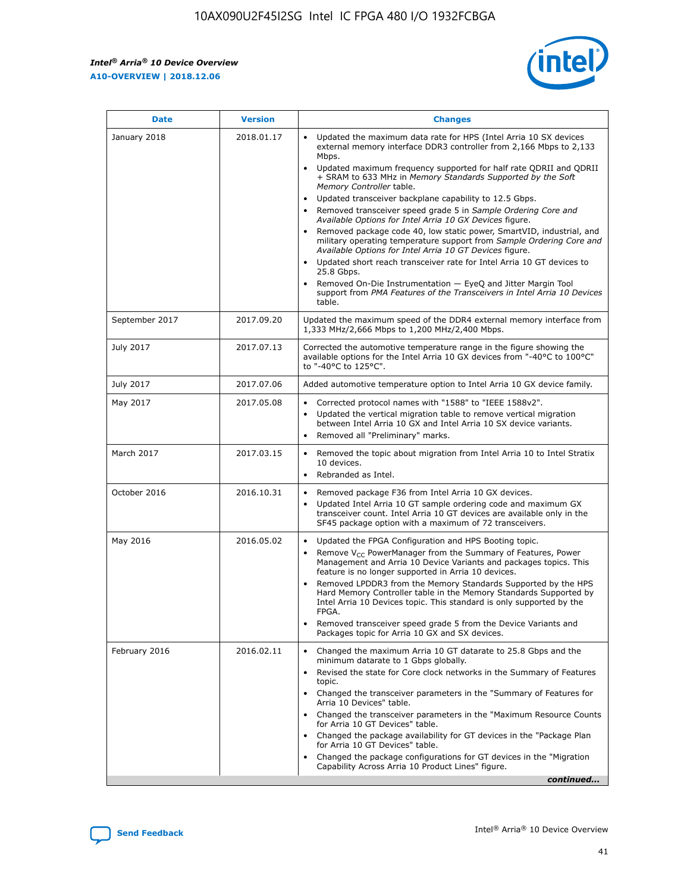| Date | Version | Changes |
| --- | --- | --- |
| January 2018 | 2018.01.17 | • Updated the maximum data rate for HPS (Intel Arria 10 SX devices external memory interface DDR3 controller from 2,166 Mbps to 2,133 Mbps.<br>• Updated maximum frequency supported for half rate QDRII and QDRII + SRAM to 633 MHz in *Memory Standards Supported by the Soft Memory Controller* table.<br>• Updated transceiver backplane capability to 12.5 Gbps.<br>• Removed transceiver speed grade 5 in *Sample Ordering Core and Available Options for Intel Arria 10 GX Devices* figure.<br>• Removed package code 40, low static power, SmartVID, industrial, and military operating temperature support from *Sample Ordering Core and Available Options for Intel Arria 10 GT Devices* figure.<br>• Updated short reach transceiver rate for Intel Arria 10 GT devices to 25.8 Gbps.<br>• Removed On-Die Instrumentation — EyeQ and Jitter Margin Tool support from *PMA Features of the Transceivers in Intel Arria 10 Devices* table. |
| September 2017 | 2017.09.20 | Updated the maximum speed of the DDR4 external memory interface from 1,333 MHz/2,666 Mbps to 1,200 MHz/2,400 Mbps. |
| July 2017 | 2017.07.13 | Corrected the automotive temperature range in the figure showing the available options for the Intel Arria 10 GX devices from "-40°C to 100°C" to "-40°C to 125°C". |
| July 2017 | 2017.07.06 | Added automotive temperature option to Intel Arria 10 GX device family. |
| May 2017 | 2017.05.08 | • Corrected protocol names with "1588" to "IEEE 1588v2".<br>• Updated the vertical migration table to remove vertical migration between Intel Arria 10 GX and Intel Arria 10 SX device variants.<br>• Removed all "Preliminary" marks. |
| March 2017 | 2017.03.15 | • Removed the topic about migration from Intel Arria 10 to Intel Stratix 10 devices.<br>• Rebranded as Intel. |
| October 2016 | 2016.10.31 | • Removed package F36 from Intel Arria 10 GX devices.<br>• Updated Intel Arria 10 GT sample ordering code and maximum GX transceiver count. Intel Arria 10 GT devices are available only in the SF45 package option with a maximum of 72 transceivers. |
| May 2016 | 2016.05.02 | • Updated the FPGA Configuration and HPS Booting topic.<br>• Remove $V_{CC}$ PowerManager from the Summary of Features, Power Management and Arria 10 Device Variants and packages topics. This feature is no longer supported in Arria 10 devices.<br>• Removed LPDDR3 from the Memory Standards Supported by the HPS Hard Memory Controller table in the Memory Standards Supported by Intel Arria 10 Devices topic. This standard is only supported by the FPGA.<br>• Removed transceiver speed grade 5 from the Device Variants and Packages topic for Arria 10 GX and SX devices. |
| February 2016 | 2016.02.11 | • Changed the maximum Arria 10 GT datarate to 25.8 Gbps and the minimum datarate to 1 Gbps globally.<br>• Revised the state for Core clock networks in the Summary of Features topic.<br>• Changed the transceiver parameters in the "Summary of Features for Arria 10 Devices" table.<br>• Changed the transceiver parameters in the "Maximum Resource Counts for Arria 10 GT Devices" table.<br>• Changed the package availability for GT devices in the "Package Plan for Arria 10 GT Devices" table.<br>• Changed the package configurations for GT devices in the "Migration Capability Across Arria 10 Product Lines" figure. |

*continued...*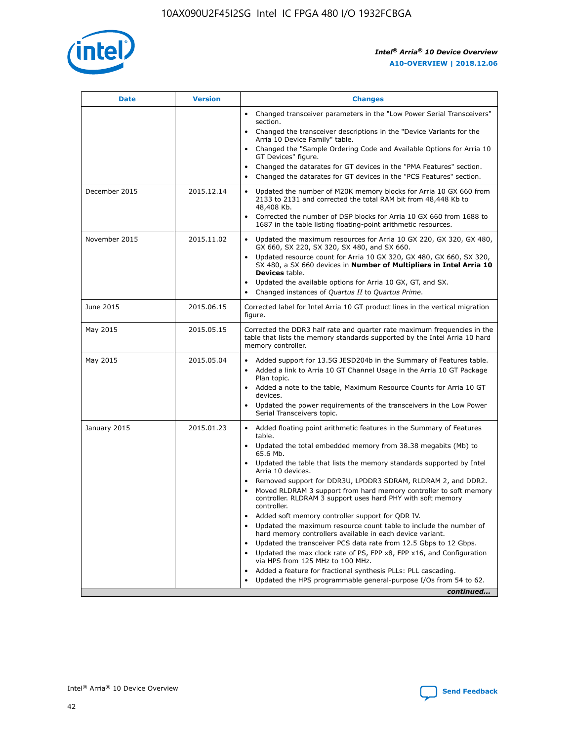| Date | Version | Changes |
| --- | --- | --- |
| | | • Changed transceiver parameters in the "Low Power Serial Transceivers" section.<br>• Changed the transceiver descriptions in the "Device Variants for the Arria 10 Device Family" table.<br>• Changed the "Sample Ordering Code and Available Options for Arria 10 GT Devices" figure.<br>• Changed the datarates for GT devices in the "PMA Features" section.<br>• Changed the datarates for GT devices in the "PCS Features" section. |
| December 2015 | 2015.12.14 | • Updated the number of M20K memory blocks for Arria 10 GX 660 from 2133 to 2131 and corrected the total RAM bit from 48,448 Kb to 48,408 Kb.<br>• Corrected the number of DSP blocks for Arria 10 GX 660 from 1688 to 1687 in the table listing floating-point arithmetic resources. |
| November 2015 | 2015.11.02 | • Updated the maximum resources for Arria 10 GX 220, GX 320, GX 480, GX 660, SX 220, SX 320, SX 480, and SX 660.<br>• Updated resource count for Arria 10 GX 320, GX 480, GX 660, SX 320, SX 480, a SX 660 devices in **Number of Multipliers in Intel Arria 10 Devices** table.<br>• Updated the available options for Arria 10 GX, GT, and SX.<br>• Changed instances of *Quartus II* to *Quartus Prime*. |
| June 2015 | 2015.06.15 | Corrected label for Intel Arria 10 GT product lines in the vertical migration figure. |
| May 2015 | 2015.05.15 | Corrected the DDR3 half rate and quarter rate maximum frequencies in the table that lists the memory standards supported by the Intel Arria 10 hard memory controller. |
| May 2015 | 2015.05.04 | • Added support for 13.5G JESD204b in the Summary of Features table.<br>• Added a link to Arria 10 GT Channel Usage in the Arria 10 GT Package Plan topic.<br>• Added a note to the table, Maximum Resource Counts for Arria 10 GT devices.<br>• Updated the power requirements of the transceivers in the Low Power Serial Transceivers topic. |
| January 2015 | 2015.01.23 | • Added floating point arithmetic features in the Summary of Features table.<br>• Updated the total embedded memory from 38.38 megabits (Mb) to 65.6 Mb.<br>• Updated the table that lists the memory standards supported by Intel Arria 10 devices.<br>• Removed support for DDR3U, LPDDR3 SDRAM, RLDRAM 2, and DDR2.<br>• Moved RLDRAM 3 support from hard memory controller to soft memory controller. RLDRAM 3 support uses hard PHY with soft memory controller.<br>• Added soft memory controller support for QDR IV.<br>• Updated the maximum resource count table to include the number of hard memory controllers available in each device variant.<br>• Updated the transceiver PCS data rate from 12.5 Gbps to 12 Gbps.<br>• Updated the max clock rate of PS, FPP x8, FPP x16, and Configuration via HPS from 125 MHz to 100 MHz.<br>• Added a feature for fractional synthesis PLLs: PLL cascading.<br>• Updated the HPS programmable general-purpose I/Os from 54 to 62. |

*continued...*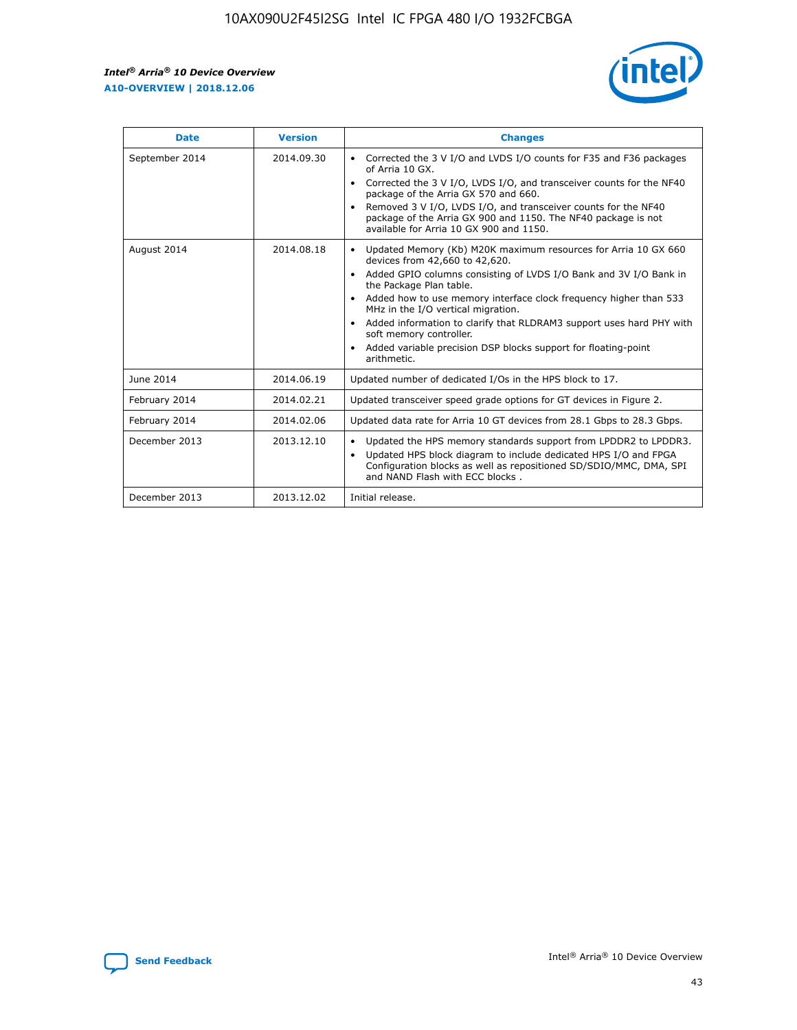| Date | Version | Changes |
| --- | --- | --- |
| September 2014 | 2014.09.30 | • Corrected the 3 V I/O and LVDS I/O counts for F35 and F36 packages of Arria 10 GX. • Corrected the 3 V I/O, LVDS I/O, and transceiver counts for the NF40 package of the Arria GX 570 and 660. • Removed 3 V I/O, LVDS I/O, and transceiver counts for the NF40 package of the Arria GX 900 and 1150. The NF40 package is not available for Arria 10 GX 900 and 1150. |
| August 2014 | 2014.08.18 | • Updated Memory (Kb) M20K maximum resources for Arria 10 GX 660 devices from 42,660 to 42,620. • Added GPIO columns consisting of LVDS I/O Bank and 3V I/O Bank in the Package Plan table. • Added how to use memory interface clock frequency higher than 533 MHz in the I/O vertical migration. • Added information to clarify that RLDRAM3 support uses hard PHY with soft memory controller. • Added variable precision DSP blocks support for floating-point arithmetic. |
| June 2014 | 2014.06.19 | Updated number of dedicated I/Os in the HPS block to 17. |
| February 2014 | 2014.02.21 | Updated transceiver speed grade options for GT devices in Figure 2. |
| February 2014 | 2014.02.06 | Updated data rate for Arria 10 GT devices from 28.1 Gbps to 28.3 Gbps. |
| December 2013 | 2013.12.10 | • Updated the HPS memory standards support from LPDDR2 to LPDDR3. • Updated HPS block diagram to include dedicated HPS I/O and FPGA Configuration blocks as well as repositioned SD/SDIO/MMC, DMA, SPI and NAND Flash with ECC blocks . |
| December 2013 | 2013.12.02 | Initial release. |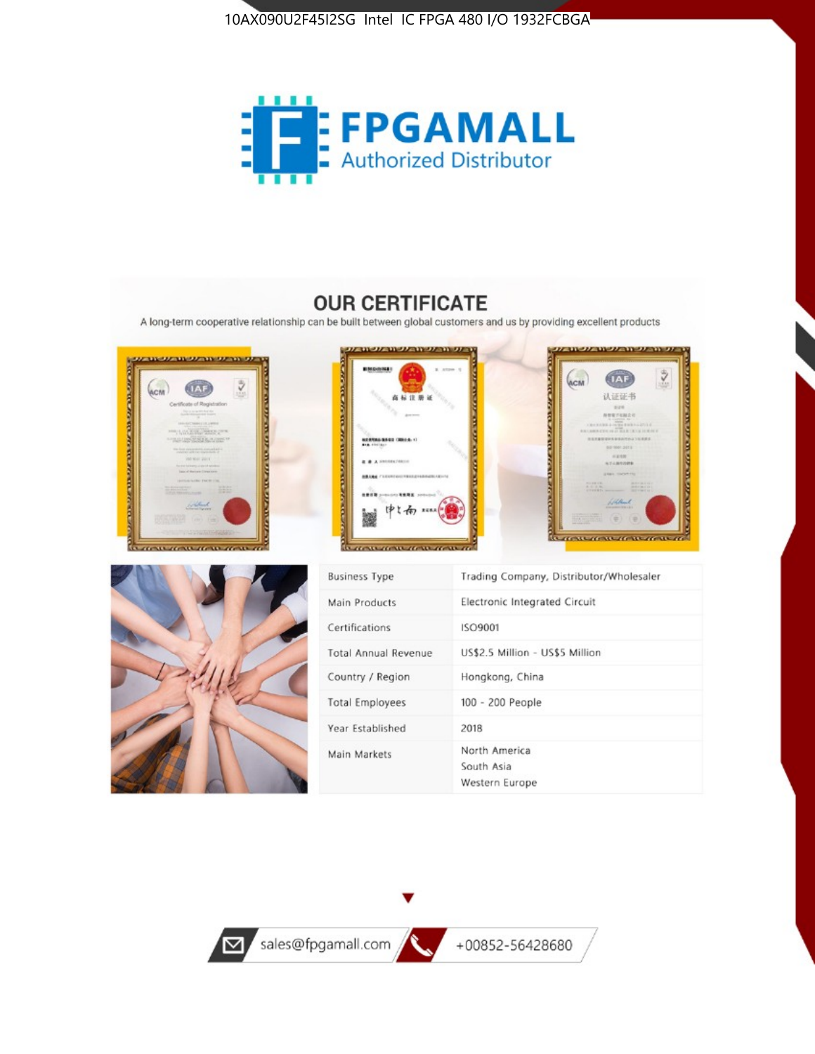FPGAMALL
Authorized Distributor

## OUR CERTIFICATE

A long-term cooperative relationship can be built between global customers and us by providing excellent products

| | |
|---|---|
| Business Type | Trading Company, Distributor/Wholesaler |
| Main Products | Electronic Integrated Circuit |
| Certifications | ISO9001 |
| Total Annual Revenue | US$2.5 Million - US$5 Million |
| Country / Region | Hongkong, China |
| Total Employees | 100 - 200 People |
| Year Established | 2018 |
| Main Markets | North America<br>South Asia<br>Western Europe |

sales@fpgamall.com

+00852-56428680